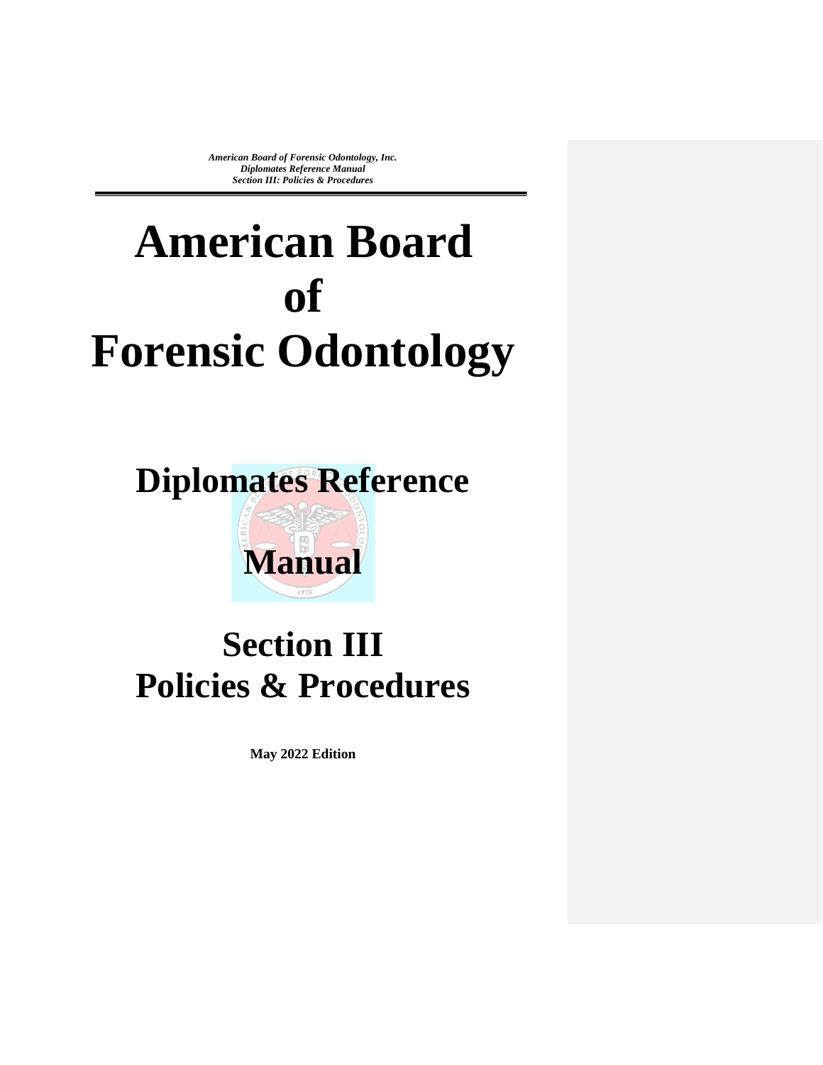# American Board of Forensic Odontology

## Diplomates Reference Manual

## Section III
## Policies & Procedures

**May 2022 Edition**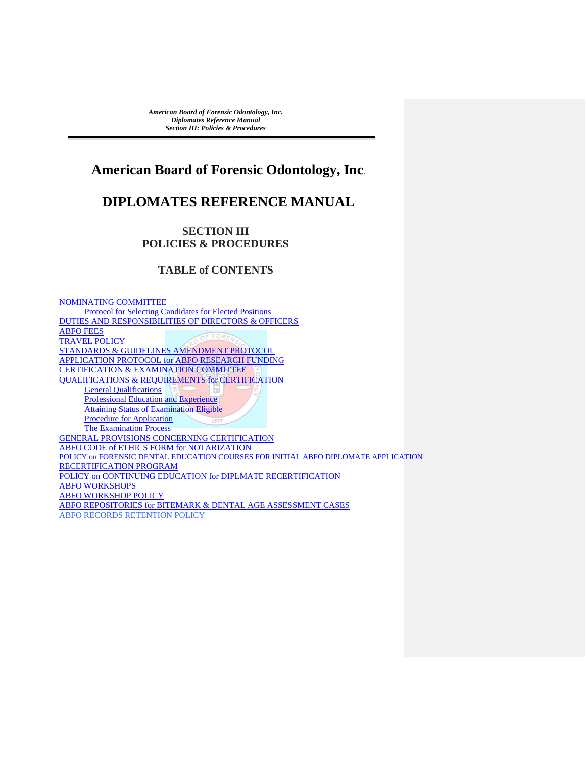# American Board of Forensic Odontology, Inc.

# DIPLOMATES REFERENCE MANUAL

## SECTION III
## POLICIES & PROCEDURES

## TABLE of CONTENTS

- NOMINATING COMMITTEE
  - Protocol for Selecting Candidates for Elected Positions
- DUTIES AND RESPONSIBILITIES OF DIRECTORS & OFFICERS
- ABFO FEES
- TRAVEL POLICY
- STANDARDS & GUIDELINES AMENDMENT PROTOCOL
- APPLICATION PROTOCOL for ABFO RESEARCH FUNDING
- CERTIFICATION & EXAMINATION COMMITTEE
- QUALIFICATIONS & REQUIREMENTS for CERTIFICATION
  - General Qualifications
  - Professional Education and Experience
  - Attaining Status of Examination Eligible
  - Procedure for Application
  - The Examination Process
- GENERAL PROVISIONS CONCERNING CERTIFICATION
- ABFO CODE of ETHICS FORM for NOTARIZATION
- POLICY on FORENSIC DENTAL EDUCATION COURSES FOR INITIAL ABFO DIPLOMATE APPLICATION
- RECERTIFICATION PROGRAM
- POLICY on CONTINUING EDUCATION for DIPLMATE RECERTIFICATION
- ABFO WORKSHOPS
- ABFO WORKSHOP POLICY
- ABFO REPOSITORIES for BITEMARK & DENTAL AGE ASSESSMENT CASES
- ABFO RECORDS RETENTION POLICY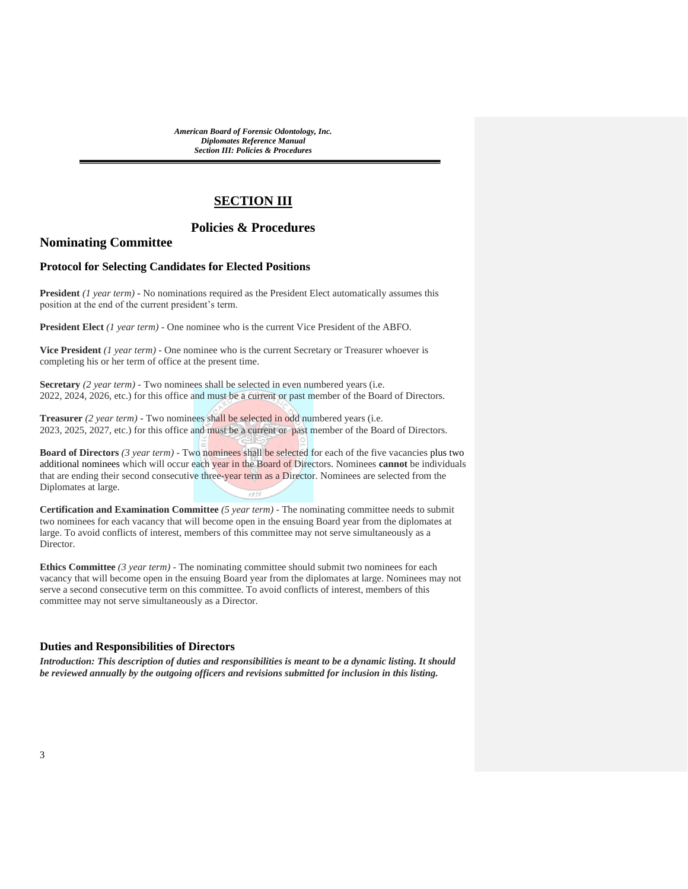# SECTION III

## Policies & Procedures

## Nominating Committee

### Protocol for Selecting Candidates for Elected Positions

**President** *(1 year term)* - No nominations required as the President Elect automatically assumes this position at the end of the current president's term.

**President Elect** *(1 year term)* - One nominee who is the current Vice President of the ABFO.

**Vice President** *(1 year term)* - One nominee who is the current Secretary or Treasurer whoever is completing his or her term of office at the present time.

**Secretary** *(2 year term)* - Two nominees shall be selected in even numbered years (i.e. 2022, 2024, 2026, etc.) for this office and must be a current or past member of the Board of Directors.

**Treasurer** *(2 year term)* - Two nominees shall be selected in odd numbered years (i.e. 2023, 2025, 2027, etc.) for this office and must be a current or past member of the Board of Directors.

**Board of Directors** *(3 year term)* - Two nominees shall be selected for each of the five vacancies plus two additional nominees which will occur each year in the Board of Directors. Nominees **cannot** be individuals that are ending their second consecutive three-year term as a Director. Nominees are selected from the Diplomates at large.

**Certification and Examination Committee** *(5 year term)* - The nominating committee needs to submit two nominees for each vacancy that will become open in the ensuing Board year from the diplomates at large. To avoid conflicts of interest, members of this committee may not serve simultaneously as a Director.

**Ethics Committee** *(3 year term)* - The nominating committee should submit two nominees for each vacancy that will become open in the ensuing Board year from the diplomates at large. Nominees may not serve a second consecutive term on this committee. To avoid conflicts of interest, members of this committee may not serve simultaneously as a Director.

### Duties and Responsibilities of Directors

***Introduction: This description of duties and responsibilities is meant to be a dynamic listing. It should be reviewed annually by the outgoing officers and revisions submitted for inclusion in this listing.***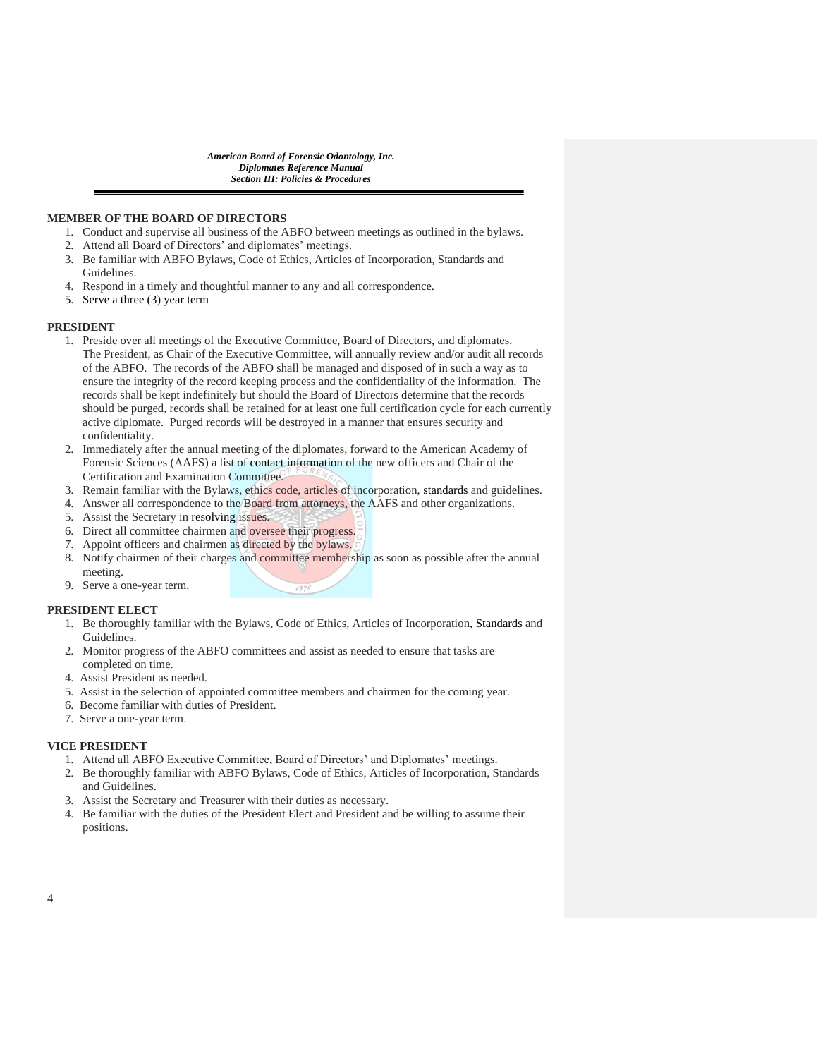## MEMBER OF THE BOARD OF DIRECTORS

1. Conduct and supervise all business of the ABFO between meetings as outlined in the bylaws.
2. Attend all Board of Directors' and diplomates' meetings.
3. Be familiar with ABFO Bylaws, Code of Ethics, Articles of Incorporation, Standards and Guidelines.
4. Respond in a timely and thoughtful manner to any and all correspondence.
5. Serve a three (3) year term

## PRESIDENT

1. Preside over all meetings of the Executive Committee, Board of Directors, and diplomates. The President, as Chair of the Executive Committee, will annually review and/or audit all records of the ABFO. The records of the ABFO shall be managed and disposed of in such a way as to ensure the integrity of the record keeping process and the confidentiality of the information. The records shall be kept indefinitely but should the Board of Directors determine that the records should be purged, records shall be retained for at least one full certification cycle for each currently active diplomate. Purged records will be destroyed in a manner that ensures security and confidentiality.
2. Immediately after the annual meeting of the diplomates, forward to the American Academy of Forensic Sciences (AAFS) a list of contact information of the new officers and Chair of the Certification and Examination Committee.
3. Remain familiar with the Bylaws, ethics code, articles of incorporation, standards and guidelines.
4. Answer all correspondence to the Board from attorneys, the AAFS and other organizations.
5. Assist the Secretary in resolving issues.
6. Direct all committee chairmen and oversee their progress.
7. Appoint officers and chairmen as directed by the bylaws.
8. Notify chairmen of their charges and committee membership as soon as possible after the annual meeting.
9. Serve a one-year term.

## PRESIDENT ELECT

1. Be thoroughly familiar with the Bylaws, Code of Ethics, Articles of Incorporation, Standards and Guidelines.
2. Monitor progress of the ABFO committees and assist as needed to ensure that tasks are completed on time.

4. Assist President as needed.
5. Assist in the selection of appointed committee members and chairmen for the coming year.
6. Become familiar with duties of President.
7. Serve a one-year term.

## VICE PRESIDENT

1. Attend all ABFO Executive Committee, Board of Directors' and Diplomates' meetings.
2. Be thoroughly familiar with ABFO Bylaws, Code of Ethics, Articles of Incorporation, Standards and Guidelines.
3. Assist the Secretary and Treasurer with their duties as necessary.
4. Be familiar with the duties of the President Elect and President and be willing to assume their positions.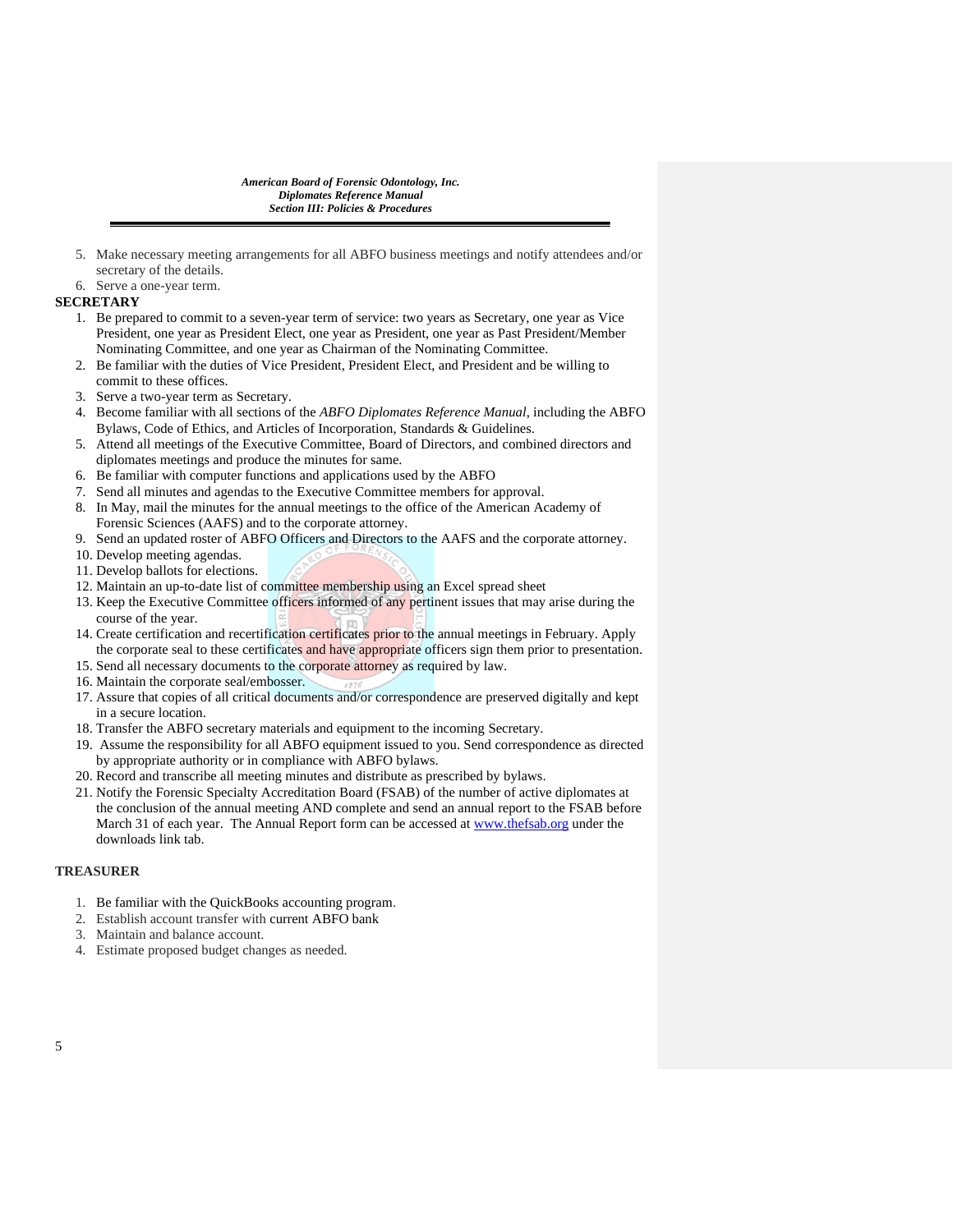5. Make necessary meeting arrangements for all ABFO business meetings and notify attendees and/or secretary of the details.
6. Serve a one-year term.

**SECRETARY**

1. Be prepared to commit to a seven-year term of service: two years as Secretary, one year as Vice President, one year as President Elect, one year as President, one year as Past President/Member Nominating Committee, and one year as Chairman of the Nominating Committee.
2. Be familiar with the duties of Vice President, President Elect, and President and be willing to commit to these offices.
3. Serve a two-year term as Secretary.
4. Become familiar with all sections of the *ABFO Diplomates Reference Manual*, including the ABFO Bylaws, Code of Ethics, and Articles of Incorporation, Standards & Guidelines.
5. Attend all meetings of the Executive Committee, Board of Directors, and combined directors and diplomates meetings and produce the minutes for same.
6. Be familiar with computer functions and applications used by the ABFO
7. Send all minutes and agendas to the Executive Committee members for approval.
8. In May, mail the minutes for the annual meetings to the office of the American Academy of Forensic Sciences (AAFS) and to the corporate attorney.
9. Send an updated roster of ABFO Officers and Directors to the AAFS and the corporate attorney.
10. Develop meeting agendas.
11. Develop ballots for elections.
12. Maintain an up-to-date list of committee membership using an Excel spread sheet
13. Keep the Executive Committee officers informed of any pertinent issues that may arise during the course of the year.
14. Create certification and recertification certificates prior to the annual meetings in February. Apply the corporate seal to these certificates and have appropriate officers sign them prior to presentation.
15. Send all necessary documents to the corporate attorney as required by law.
16. Maintain the corporate seal/embosser.
17. Assure that copies of all critical documents and/or correspondence are preserved digitally and kept in a secure location.
18. Transfer the ABFO secretary materials and equipment to the incoming Secretary.
19. Assume the responsibility for all ABFO equipment issued to you. Send correspondence as directed by appropriate authority or in compliance with ABFO bylaws.
20. Record and transcribe all meeting minutes and distribute as prescribed by bylaws.
21. Notify the Forensic Specialty Accreditation Board (FSAB) of the number of active diplomates at the conclusion of the annual meeting AND complete and send an annual report to the FSAB before March 31 of each year. The Annual Report form can be accessed at www.thefsab.org under the downloads link tab.

**TREASURER**

1. Be familiar with the QuickBooks accounting program.
2. Establish account transfer with current ABFO bank
3. Maintain and balance account.
4. Estimate proposed budget changes as needed.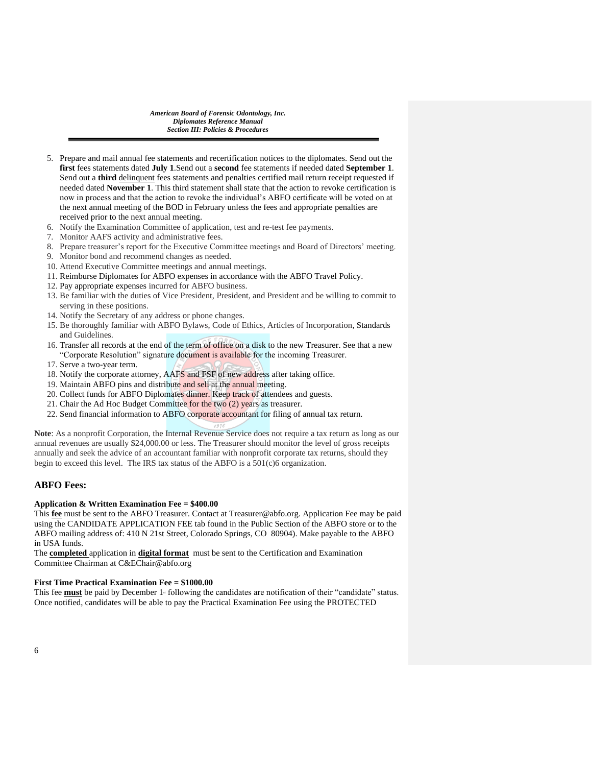5. Prepare and mail annual fee statements and recertification notices to the diplomates. Send out the **first** fees statements dated **July 1**.Send out a **second** fee statements if needed dated **September 1**. Send out a **third** delinquent fees statements and penalties certified mail return receipt requested if needed dated **November 1**. This third statement shall state that the action to revoke certification is now in process and that the action to revoke the individual's ABFO certificate will be voted on at the next annual meeting of the BOD in February unless the fees and appropriate penalties are received prior to the next annual meeting.
6. Notify the Examination Committee of application, test and re-test fee payments.
7. Monitor AAFS activity and administrative fees.
8. Prepare treasurer's report for the Executive Committee meetings and Board of Directors' meeting.
9. Monitor bond and recommend changes as needed.
10. Attend Executive Committee meetings and annual meetings.
11. Reimburse Diplomates for ABFO expenses in accordance with the ABFO Travel Policy.
12. Pay appropriate expenses incurred for ABFO business.
13. Be familiar with the duties of Vice President, President, and President and be willing to commit to serving in these positions.
14. Notify the Secretary of any address or phone changes.
15. Be thoroughly familiar with ABFO Bylaws, Code of Ethics, Articles of Incorporation, Standards and Guidelines.
16. Transfer all records at the end of the term of office on a disk to the new Treasurer. See that a new "Corporate Resolution" signature document is available for the incoming Treasurer.
17. Serve a two-year term.
18. Notify the corporate attorney, AAFS and FSF of new address after taking office.
19. Maintain ABFO pins and distribute and sell at the annual meeting.
20. Collect funds for ABFO Diplomates dinner. Keep track of attendees and guests.
21. Chair the Ad Hoc Budget Committee for the two (2) years as treasurer.
22. Send financial information to ABFO corporate accountant for filing of annual tax return.

**Note**: As a nonprofit Corporation, the Internal Revenue Service does not require a tax return as long as our annual revenues are usually $24,000.00 or less. The Treasurer should monitor the level of gross receipts annually and seek the advice of an accountant familiar with nonprofit corporate tax returns, should they begin to exceed this level. The IRS tax status of the ABFO is a 501(c)6 organization.

## ABFO Fees:

**Application & Written Examination Fee = $400.00**

This **fee** must be sent to the ABFO Treasurer. Contact at Treasurer@abfo.org. Application Fee may be paid using the CANDIDATE APPLICATION FEE tab found in the Public Section of the ABFO store or to the ABFO mailing address of: 410 N 21st Street, Colorado Springs, CO 80904). Make payable to the ABFO in USA funds.

The **completed** application in **digital format** must be sent to the Certification and Examination Committee Chairman at C&EChair@abfo.org

**First Time Practical Examination Fee = $1000.00**

This fee **must** be paid by December 1st following the candidates are notification of their "candidate" status. Once notified, candidates will be able to pay the Practical Examination Fee using the PROTECTED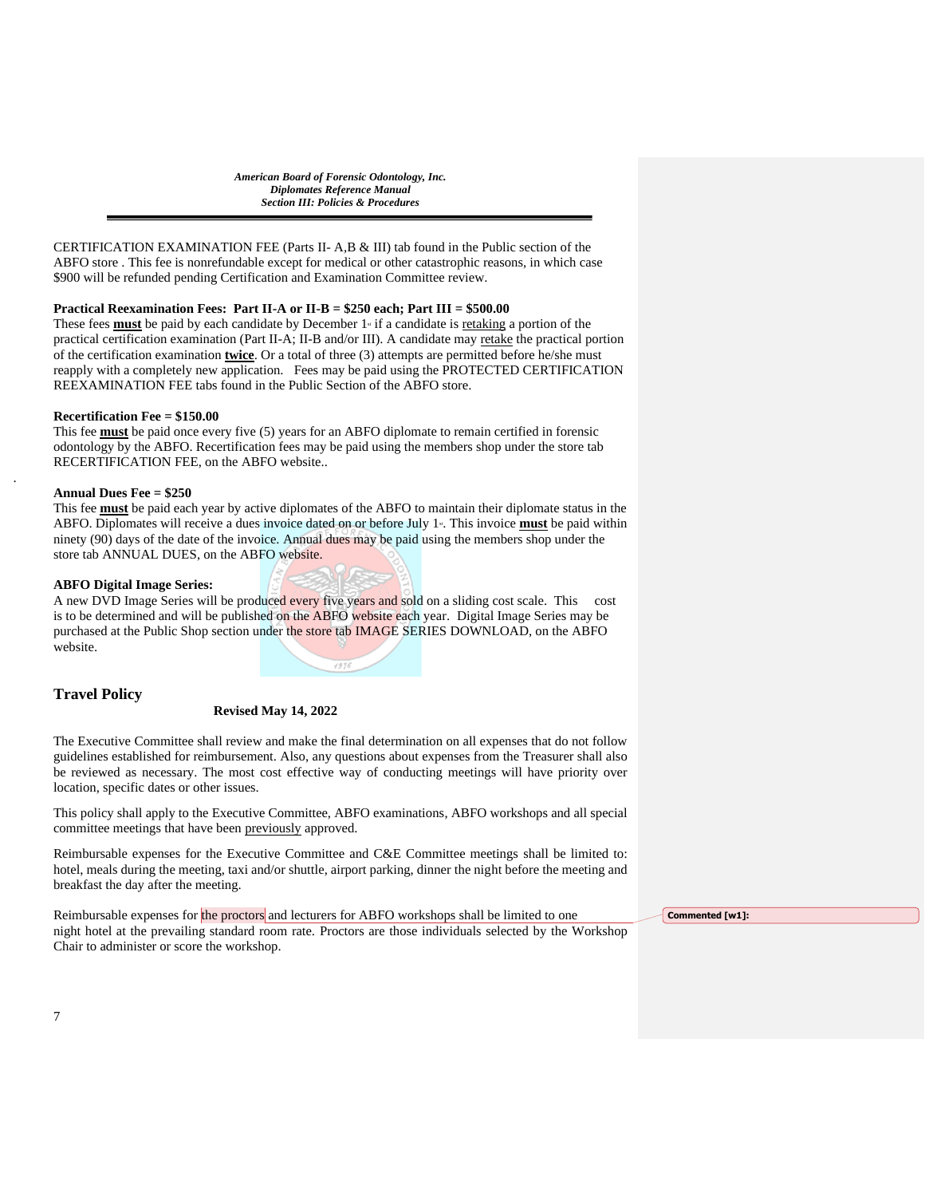CERTIFICATION EXAMINATION FEE (Parts II- A,B & III) tab found in the Public section of the ABFO store . This fee is nonrefundable except for medical or other catastrophic reasons, in which case $900 will be refunded pending Certification and Examination Committee review.

**Practical Reexamination Fees: Part II-A or II-B = $250 each; Part III = $500.00**

These fees **must** be paid by each candidate by December 1st if a candidate is retaking a portion of the practical certification examination (Part II-A; II-B and/or III). A candidate may retake the practical portion of the certification examination **twice**. Or a total of three (3) attempts are permitted before he/she must reapply with a completely new application. Fees may be paid using the PROTECTED CERTIFICATION REEXAMINATION FEE tabs found in the Public Section of the ABFO store.

**Recertification Fee = $150.00**

This fee **must** be paid once every five (5) years for an ABFO diplomate to remain certified in forensic odontology by the ABFO. Recertification fees may be paid using the members shop under the store tab RECERTIFICATION FEE, on the ABFO website..

**Annual Dues Fee = $250**

This fee **must** be paid each year by active diplomates of the ABFO to maintain their diplomate status in the ABFO. Diplomates will receive a dues invoice dated on or before July 1st. This invoice **must** be paid within ninety (90) days of the date of the invoice. Annual dues may be paid using the members shop under the store tab ANNUAL DUES, on the ABFO website.

**ABFO Digital Image Series:**

A new DVD Image Series will be produced every five years and sold on a sliding cost scale. This cost is to be determined and will be published on the ABFO website each year. Digital Image Series may be purchased at the Public Shop section under the store tab IMAGE SERIES DOWNLOAD, on the ABFO website.

## Travel Policy

**Revised May 14, 2022**

The Executive Committee shall review and make the final determination on all expenses that do not follow guidelines established for reimbursement. Also, any questions about expenses from the Treasurer shall also be reviewed as necessary. The most cost effective way of conducting meetings will have priority over location, specific dates or other issues.

This policy shall apply to the Executive Committee, ABFO examinations, ABFO workshops and all special committee meetings that have been previously approved.

Reimbursable expenses for the Executive Committee and C&E Committee meetings shall be limited to: hotel, meals during the meeting, taxi and/or shuttle, airport parking, dinner the night before the meeting and breakfast the day after the meeting.

Reimbursable expenses for the proctors and lecturers for ABFO workshops shall be limited to one night hotel at the prevailing standard room rate. Proctors are those individuals selected by the Workshop Chair to administer or score the workshop.

Commented [w1]: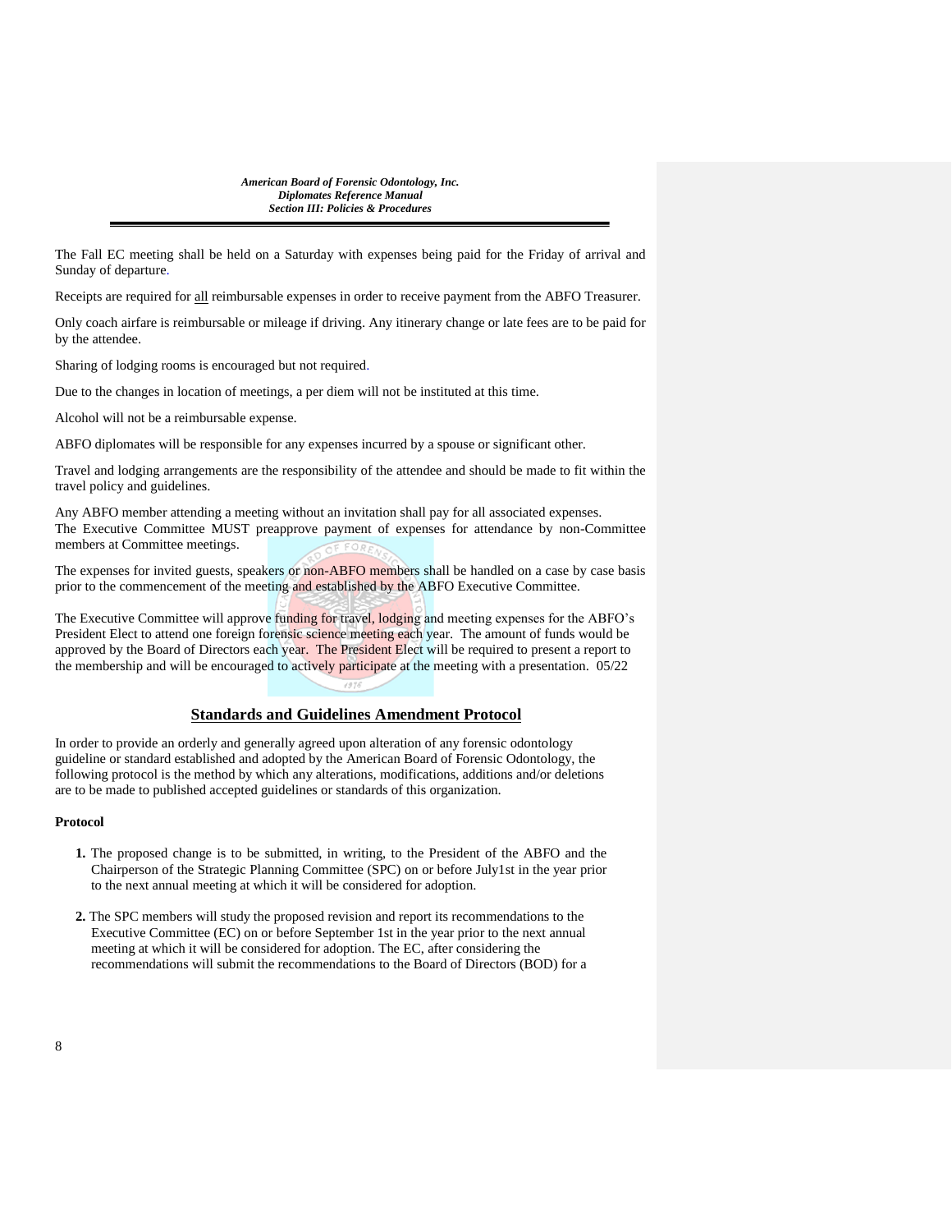The Fall EC meeting shall be held on a Saturday with expenses being paid for the Friday of arrival and Sunday of departure.

Receipts are required for all reimbursable expenses in order to receive payment from the ABFO Treasurer.

Only coach airfare is reimbursable or mileage if driving. Any itinerary change or late fees are to be paid for by the attendee.

Sharing of lodging rooms is encouraged but not required.

Due to the changes in location of meetings, a per diem will not be instituted at this time.

Alcohol will not be a reimbursable expense.

ABFO diplomates will be responsible for any expenses incurred by a spouse or significant other.

Travel and lodging arrangements are the responsibility of the attendee and should be made to fit within the travel policy and guidelines.

Any ABFO member attending a meeting without an invitation shall pay for all associated expenses.
The Executive Committee MUST preapprove payment of expenses for attendance by non-Committee members at Committee meetings.

The expenses for invited guests, speakers or non-ABFO members shall be handled on a case by case basis prior to the commencement of the meeting and established by the ABFO Executive Committee.

The Executive Committee will approve funding for travel, lodging and meeting expenses for the ABFO's President Elect to attend one foreign forensic science meeting each year. The amount of funds would be approved by the Board of Directors each year. The President Elect will be required to present a report to the membership and will be encouraged to actively participate at the meeting with a presentation. 05/22

## Standards and Guidelines Amendment Protocol

In order to provide an orderly and generally agreed upon alteration of any forensic odontology guideline or standard established and adopted by the American Board of Forensic Odontology, the following protocol is the method by which any alterations, modifications, additions and/or deletions are to be made to published accepted guidelines or standards of this organization.

**Protocol**

1. The proposed change is to be submitted, in writing, to the President of the ABFO and the Chairperson of the Strategic Planning Committee (SPC) on or before July1st in the year prior to the next annual meeting at which it will be considered for adoption.

2. The SPC members will study the proposed revision and report its recommendations to the Executive Committee (EC) on or before September 1st in the year prior to the next annual meeting at which it will be considered for adoption. The EC, after considering the recommendations will submit the recommendations to the Board of Directors (BOD) for a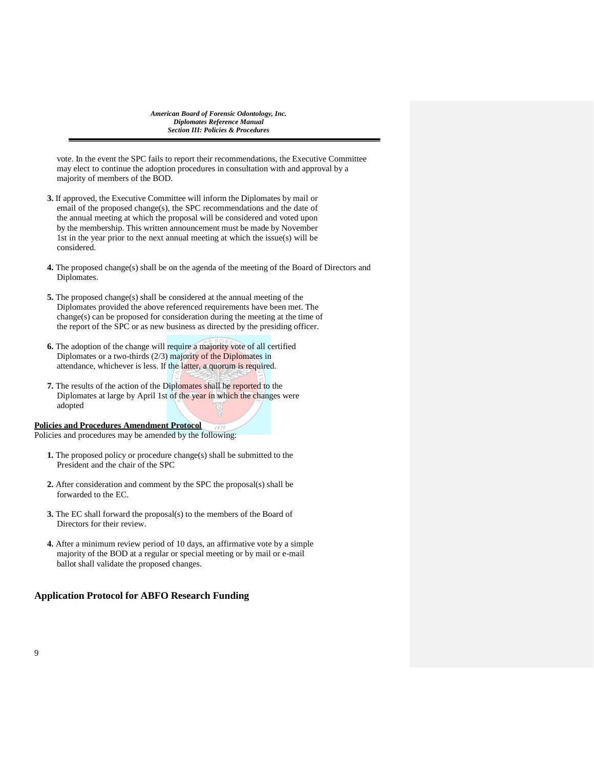vote. In the event the SPC fails to report their recommendations, the Executive Committee may elect to continue the adoption procedures in consultation with and approval by a majority of members of the BOD.

**3.** If approved, the Executive Committee will inform the Diplomates by mail or email of the proposed change(s), the SPC recommendations and the date of the annual meeting at which the proposal will be considered and voted upon by the membership. This written announcement must be made by November 1st in the year prior to the next annual meeting at which the issue(s) will be considered.

**4.** The proposed change(s) shall be on the agenda of the meeting of the Board of Directors and Diplomates.

**5.** The proposed change(s) shall be considered at the annual meeting of the Diplomates provided the above referenced requirements have been met. The change(s) can be proposed for consideration during the meeting at the time of the report of the SPC or as new business as directed by the presiding officer.

**6.** The adoption of the change will require a majority vote of all certified Diplomates or a two-thirds (2/3) majority of the Diplomates in attendance, whichever is less. If the latter, a quorum is required.

**7.** The results of the action of the Diplomates shall be reported to the Diplomates at large by April 1st of the year in which the changes were adopted

**Policies and Procedures Amendment Protocol**

Policies and procedures may be amended by the following:

**1.** The proposed policy or procedure change(s) shall be submitted to the President and the chair of the SPC

**2.** After consideration and comment by the SPC the proposal(s) shall be forwarded to the EC.

**3.** The EC shall forward the proposal(s) to the members of the Board of Directors for their review.

**4.** After a minimum review period of 10 days, an affirmative vote by a simple majority of the BOD at a regular or special meeting or by mail or e-mail ballot shall validate the proposed changes.

## Application Protocol for ABFO Research Funding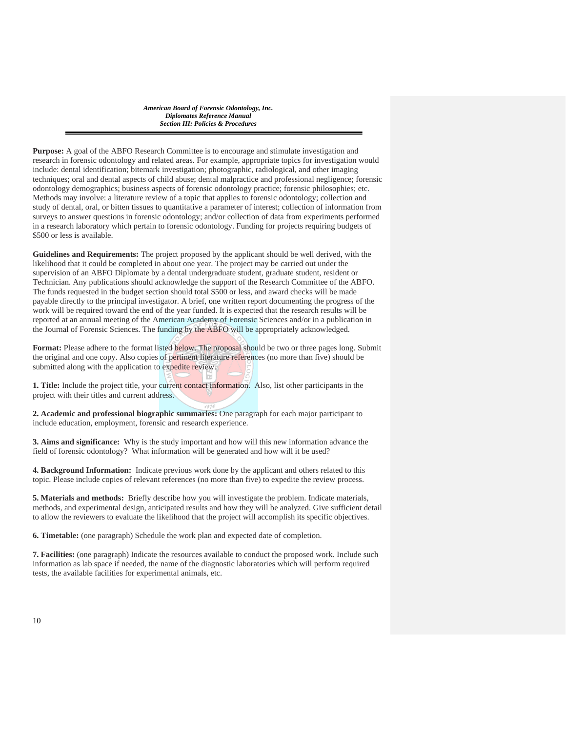**Purpose:** A goal of the ABFO Research Committee is to encourage and stimulate investigation and research in forensic odontology and related areas. For example, appropriate topics for investigation would include: dental identification; bitemark investigation; photographic, radiological, and other imaging techniques; oral and dental aspects of child abuse; dental malpractice and professional negligence; forensic odontology demographics; business aspects of forensic odontology practice; forensic philosophies; etc. Methods may involve: a literature review of a topic that applies to forensic odontology; collection and study of dental, oral, or bitten tissues to quantitative a parameter of interest; collection of information from surveys to answer questions in forensic odontology; and/or collection of data from experiments performed in a research laboratory which pertain to forensic odontology. Funding for projects requiring budgets of $500 or less is available.

**Guidelines and Requirements:** The project proposed by the applicant should be well derived, with the likelihood that it could be completed in about one year. The project may be carried out under the supervision of an ABFO Diplomate by a dental undergraduate student, graduate student, resident or Technician. Any publications should acknowledge the support of the Research Committee of the ABFO. The funds requested in the budget section should total $500 or less, and award checks will be made payable directly to the principal investigator. A brief, one written report documenting the progress of the work will be required toward the end of the year funded. It is expected that the research results will be reported at an annual meeting of the American Academy of Forensic Sciences and/or in a publication in the Journal of Forensic Sciences. The funding by the ABFO will be appropriately acknowledged.

**Format:** Please adhere to the format listed below. The proposal should be two or three pages long. Submit the original and one copy. Also copies of pertinent literature references (no more than five) should be submitted along with the application to expedite review.

**1. Title:** Include the project title, your current contact information. Also, list other participants in the project with their titles and current address.

**2. Academic and professional biographic summaries:** One paragraph for each major participant to include education, employment, forensic and research experience.

**3. Aims and significance:** Why is the study important and how will this new information advance the field of forensic odontology? What information will be generated and how will it be used?

**4. Background Information:** Indicate previous work done by the applicant and others related to this topic. Please include copies of relevant references (no more than five) to expedite the review process.

**5. Materials and methods:** Briefly describe how you will investigate the problem. Indicate materials, methods, and experimental design, anticipated results and how they will be analyzed. Give sufficient detail to allow the reviewers to evaluate the likelihood that the project will accomplish its specific objectives.

**6. Timetable:** (one paragraph) Schedule the work plan and expected date of completion.

**7. Facilities:** (one paragraph) Indicate the resources available to conduct the proposed work. Include such information as lab space if needed, the name of the diagnostic laboratories which will perform required tests, the available facilities for experimental animals, etc.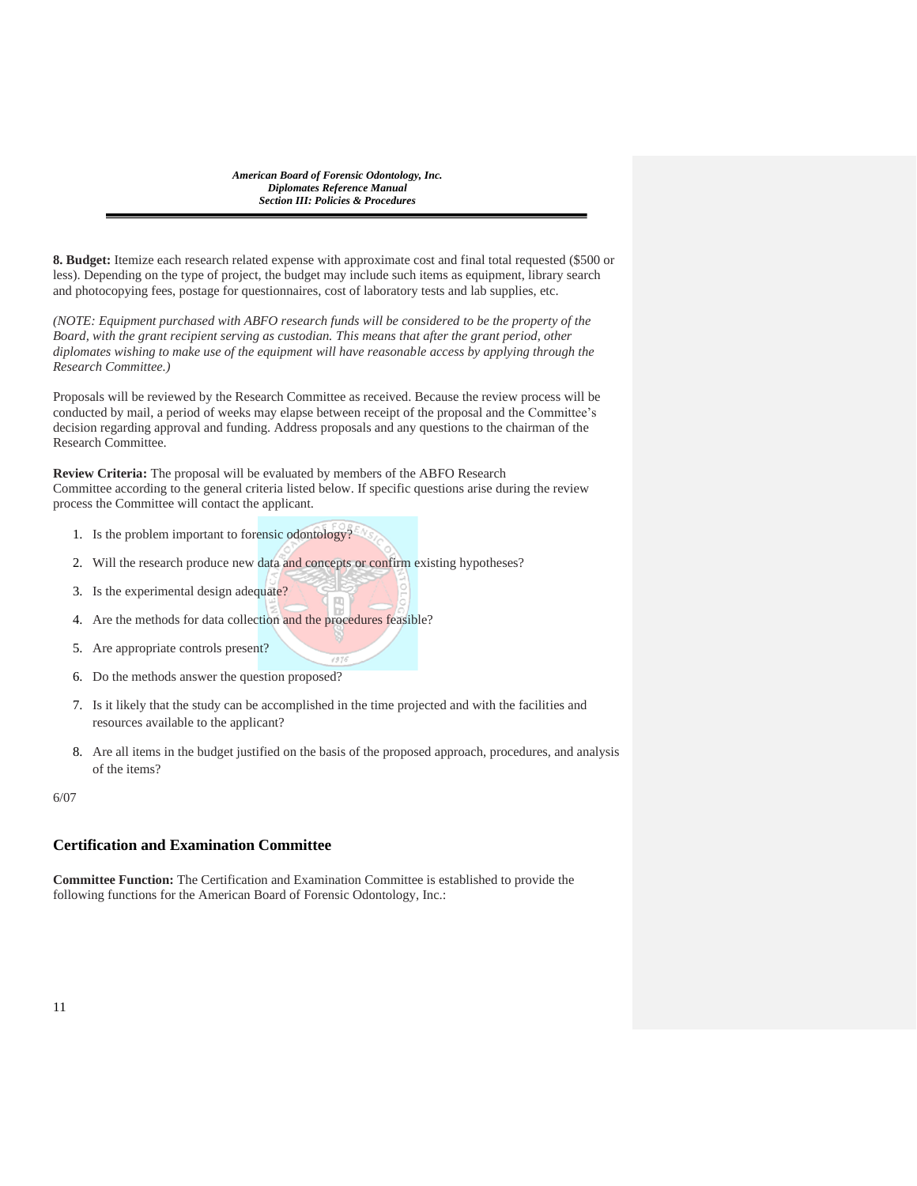**8. Budget:** Itemize each research related expense with approximate cost and final total requested ($500 or less). Depending on the type of project, the budget may include such items as equipment, library search and photocopying fees, postage for questionnaires, cost of laboratory tests and lab supplies, etc.

*(NOTE: Equipment purchased with ABFO research funds will be considered to be the property of the Board, with the grant recipient serving as custodian. This means that after the grant period, other diplomates wishing to make use of the equipment will have reasonable access by applying through the Research Committee.)*

Proposals will be reviewed by the Research Committee as received. Because the review process will be conducted by mail, a period of weeks may elapse between receipt of the proposal and the Committee's decision regarding approval and funding. Address proposals and any questions to the chairman of the Research Committee.

**Review Criteria:** The proposal will be evaluated by members of the ABFO Research Committee according to the general criteria listed below. If specific questions arise during the review process the Committee will contact the applicant.

1. Is the problem important to forensic odontology?
2. Will the research produce new data and concepts or confirm existing hypotheses?
3. Is the experimental design adequate?
4. Are the methods for data collection and the procedures feasible?
5. Are appropriate controls present?
6. Do the methods answer the question proposed?
7. Is it likely that the study can be accomplished in the time projected and with the facilities and resources available to the applicant?
8. Are all items in the budget justified on the basis of the proposed approach, procedures, and analysis of the items?

6/07

## Certification and Examination Committee

**Committee Function:** The Certification and Examination Committee is established to provide the following functions for the American Board of Forensic Odontology, Inc.: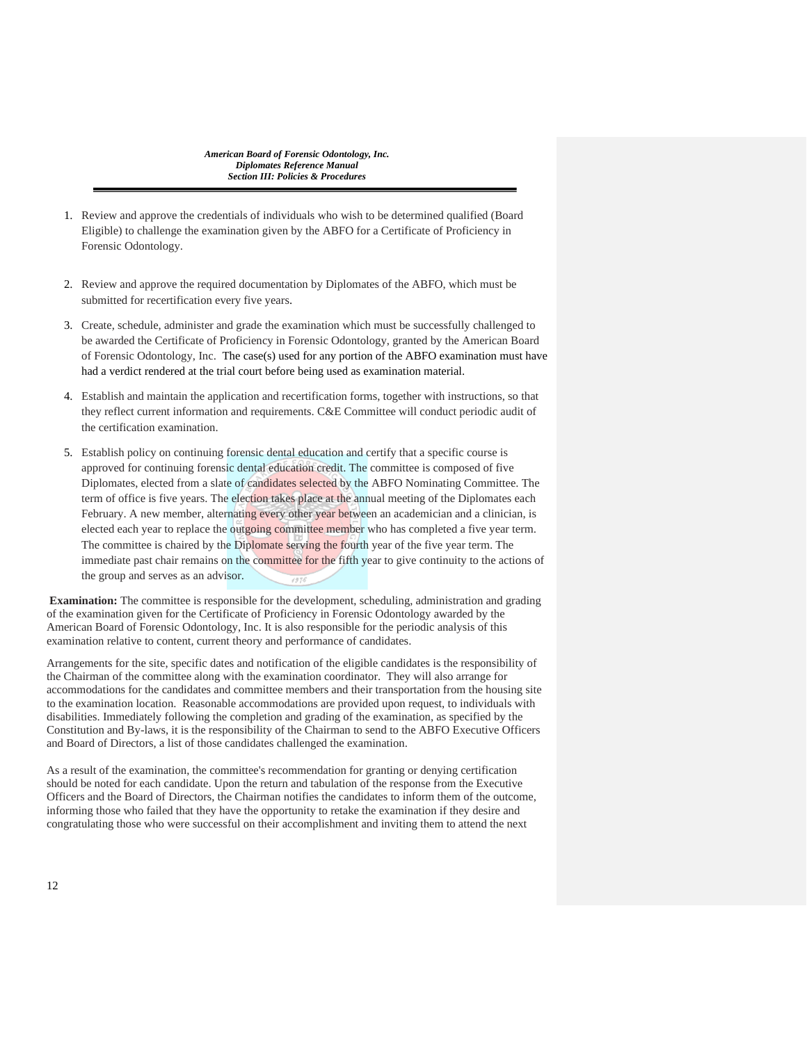1. Review and approve the credentials of individuals who wish to be determined qualified (Board Eligible) to challenge the examination given by the ABFO for a Certificate of Proficiency in Forensic Odontology.

2. Review and approve the required documentation by Diplomates of the ABFO, which must be submitted for recertification every five years.

3. Create, schedule, administer and grade the examination which must be successfully challenged to be awarded the Certificate of Proficiency in Forensic Odontology, granted by the American Board of Forensic Odontology, Inc. The case(s) used for any portion of the ABFO examination must have had a verdict rendered at the trial court before being used as examination material.

4. Establish and maintain the application and recertification forms, together with instructions, so that they reflect current information and requirements. C&E Committee will conduct periodic audit of the certification examination.

5. Establish policy on continuing forensic dental education and certify that a specific course is approved for continuing forensic dental education credit. The committee is composed of five Diplomates, elected from a slate of candidates selected by the ABFO Nominating Committee. The term of office is five years. The election takes place at the annual meeting of the Diplomates each February. A new member, alternating every other year between an academician and a clinician, is elected each year to replace the outgoing committee member who has completed a five year term. The committee is chaired by the Diplomate serving the fourth year of the five year term. The immediate past chair remains on the committee for the fifth year to give continuity to the actions of the group and serves as an advisor.

**Examination:** The committee is responsible for the development, scheduling, administration and grading of the examination given for the Certificate of Proficiency in Forensic Odontology awarded by the American Board of Forensic Odontology, Inc. It is also responsible for the periodic analysis of this examination relative to content, current theory and performance of candidates.

Arrangements for the site, specific dates and notification of the eligible candidates is the responsibility of the Chairman of the committee along with the examination coordinator. They will also arrange for accommodations for the candidates and committee members and their transportation from the housing site to the examination location. Reasonable accommodations are provided upon request, to individuals with disabilities. Immediately following the completion and grading of the examination, as specified by the Constitution and By-laws, it is the responsibility of the Chairman to send to the ABFO Executive Officers and Board of Directors, a list of those candidates challenged the examination.

As a result of the examination, the committee's recommendation for granting or denying certification should be noted for each candidate. Upon the return and tabulation of the response from the Executive Officers and the Board of Directors, the Chairman notifies the candidates to inform them of the outcome, informing those who failed that they have the opportunity to retake the examination if they desire and congratulating those who were successful on their accomplishment and inviting them to attend the next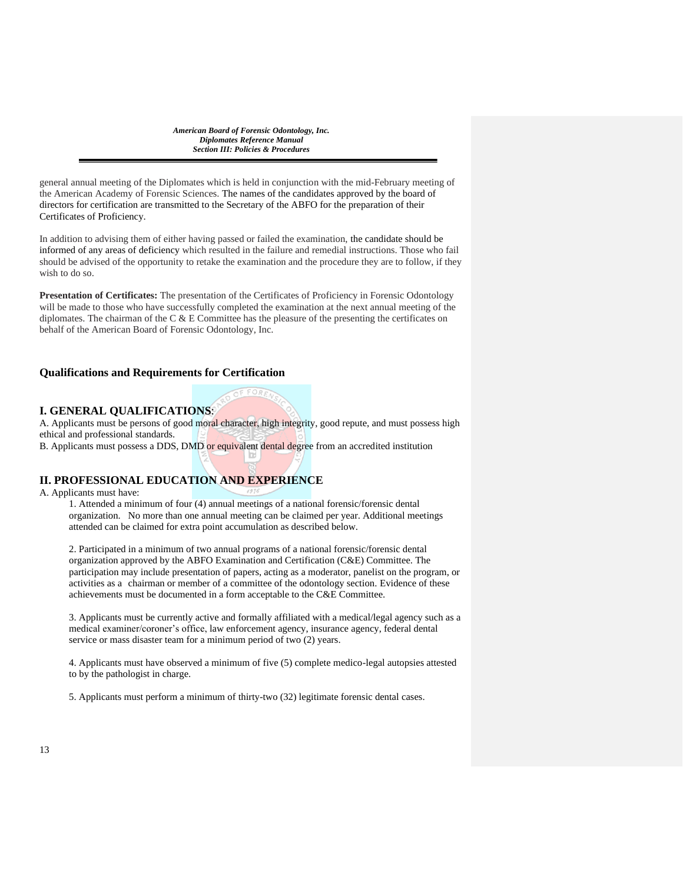general annual meeting of the Diplomates which is held in conjunction with the mid-February meeting of the American Academy of Forensic Sciences. The names of the candidates approved by the board of directors for certification are transmitted to the Secretary of the ABFO for the preparation of their Certificates of Proficiency.

In addition to advising them of either having passed or failed the examination, the candidate should be informed of any areas of deficiency which resulted in the failure and remedial instructions. Those who fail should be advised of the opportunity to retake the examination and the procedure they are to follow, if they wish to do so.

**Presentation of Certificates:** The presentation of the Certificates of Proficiency in Forensic Odontology will be made to those who have successfully completed the examination at the next annual meeting of the diplomates. The chairman of the C & E Committee has the pleasure of the presenting the certificates on behalf of the American Board of Forensic Odontology, Inc.

## Qualifications and Requirements for Certification

### I. GENERAL QUALIFICATIONS:

A. Applicants must be persons of good moral character, high integrity, good repute, and must possess high ethical and professional standards.

B. Applicants must possess a DDS, DMD or equivalent dental degree from an accredited institution

### II. PROFESSIONAL EDUCATION AND EXPERIENCE

A. Applicants must have:

1. Attended a minimum of four (4) annual meetings of a national forensic/forensic dental organization. No more than one annual meeting can be claimed per year. Additional meetings attended can be claimed for extra point accumulation as described below.

2. Participated in a minimum of two annual programs of a national forensic/forensic dental organization approved by the ABFO Examination and Certification (C&E) Committee. The participation may include presentation of papers, acting as a moderator, panelist on the program, or activities as a chairman or member of a committee of the odontology section. Evidence of these achievements must be documented in a form acceptable to the C&E Committee.

3. Applicants must be currently active and formally affiliated with a medical/legal agency such as a medical examiner/coroner's office, law enforcement agency, insurance agency, federal dental service or mass disaster team for a minimum period of two (2) years.

4. Applicants must have observed a minimum of five (5) complete medico-legal autopsies attested to by the pathologist in charge.

5. Applicants must perform a minimum of thirty-two (32) legitimate forensic dental cases.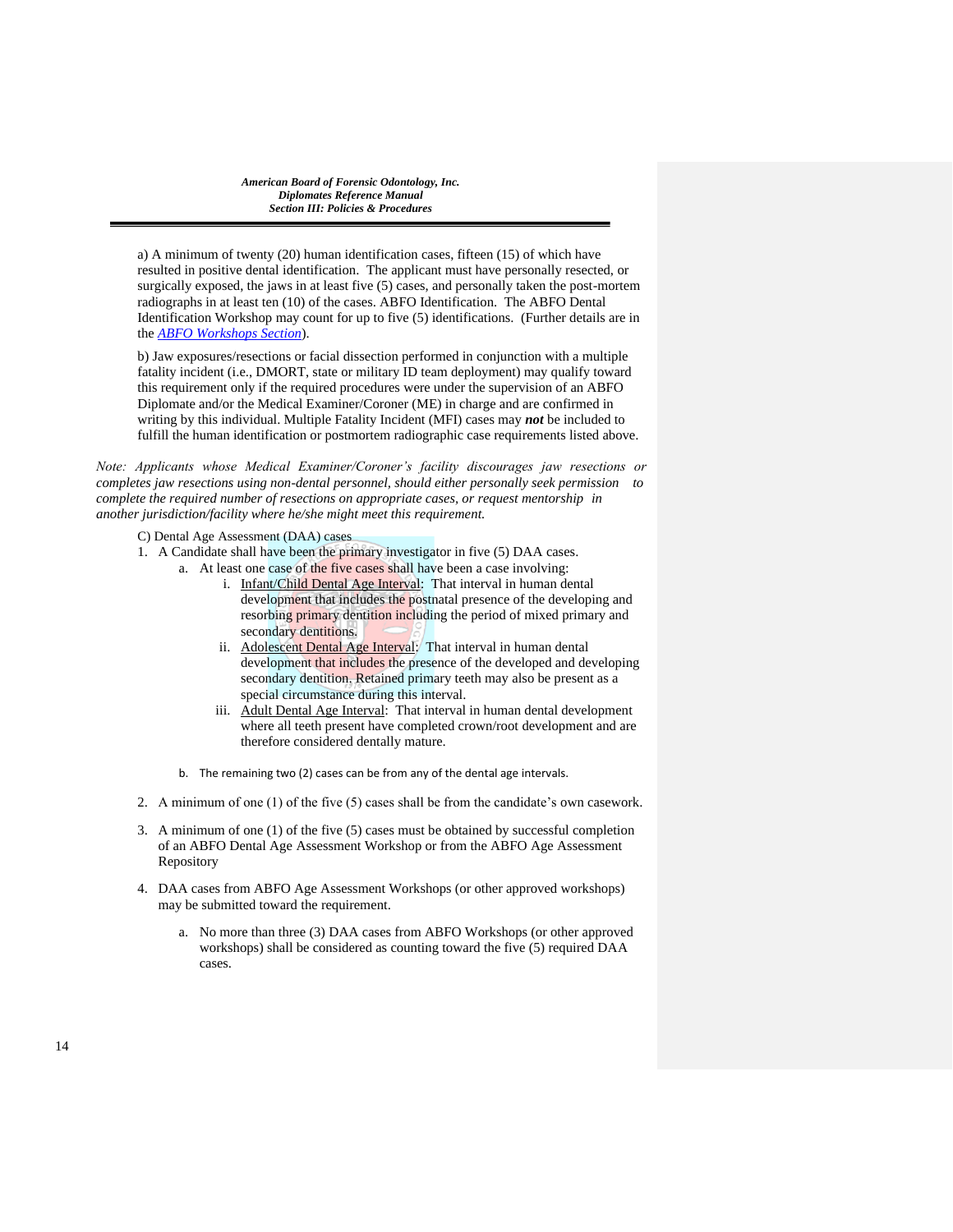a) A minimum of twenty (20) human identification cases, fifteen (15) of which have resulted in positive dental identification. The applicant must have personally resected, or surgically exposed, the jaws in at least five (5) cases, and personally taken the post-mortem radiographs in at least ten (10) of the cases. ABFO Identification. The ABFO Dental Identification Workshop may count for up to five (5) identifications. (Further details are in the *ABFO Workshops Section*).

b) Jaw exposures/resections or facial dissection performed in conjunction with a multiple fatality incident (i.e., DMORT, state or military ID team deployment) may qualify toward this requirement only if the required procedures were under the supervision of an ABFO Diplomate and/or the Medical Examiner/Coroner (ME) in charge and are confirmed in writing by this individual. Multiple Fatality Incident (MFI) cases may ***not*** be included to fulfill the human identification or postmortem radiographic case requirements listed above.

*Note: Applicants whose Medical Examiner/Coroner's facility discourages jaw resections or completes jaw resections using non-dental personnel, should either personally seek permission to complete the required number of resections on appropriate cases, or request mentorship in another jurisdiction/facility where he/she might meet this requirement.*

C) Dental Age Assessment (DAA) cases

1. A Candidate shall have been the primary investigator in five (5) DAA cases.
   a. At least one case of the five cases shall have been a case involving:
      i. Infant/Child Dental Age Interval: That interval in human dental development that includes the postnatal presence of the developing and resorbing primary dentition including the period of mixed primary and secondary dentitions.
      ii. Adolescent Dental Age Interval: That interval in human dental development that includes the presence of the developed and developing secondary dentition. Retained primary teeth may also be present as a special circumstance during this interval.
      iii. Adult Dental Age Interval: That interval in human dental development where all teeth present have completed crown/root development and are therefore considered dentally mature.

   b. The remaining two (2) cases can be from any of the dental age intervals.

2. A minimum of one (1) of the five (5) cases shall be from the candidate's own casework.

3. A minimum of one (1) of the five (5) cases must be obtained by successful completion of an ABFO Dental Age Assessment Workshop or from the ABFO Age Assessment Repository

4. DAA cases from ABFO Age Assessment Workshops (or other approved workshops) may be submitted toward the requirement.

   a. No more than three (3) DAA cases from ABFO Workshops (or other approved workshops) shall be considered as counting toward the five (5) required DAA cases.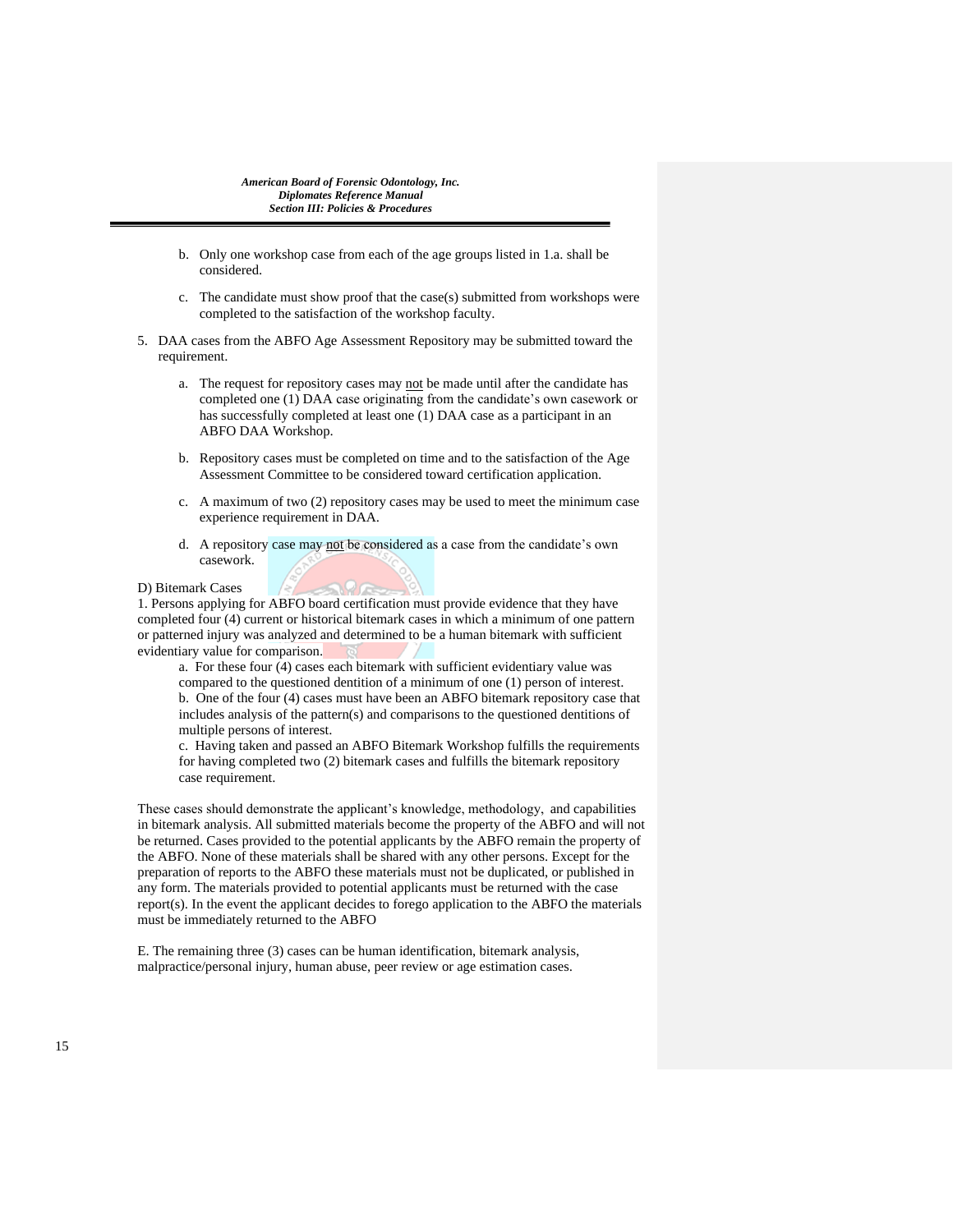b. Only one workshop case from each of the age groups listed in 1.a. shall be considered.

c. The candidate must show proof that the case(s) submitted from workshops were completed to the satisfaction of the workshop faculty.

5. DAA cases from the ABFO Age Assessment Repository may be submitted toward the requirement.

   a. The request for repository cases may not be made until after the candidate has completed one (1) DAA case originating from the candidate's own casework or has successfully completed at least one (1) DAA case as a participant in an ABFO DAA Workshop.

   b. Repository cases must be completed on time and to the satisfaction of the Age Assessment Committee to be considered toward certification application.

   c. A maximum of two (2) repository cases may be used to meet the minimum case experience requirement in DAA.

   d. A repository case may not be considered as a case from the candidate's own casework.

D) Bitemark Cases

1. Persons applying for ABFO board certification must provide evidence that they have completed four (4) current or historical bitemark cases in which a minimum of one pattern or patterned injury was analyzed and determined to be a human bitemark with sufficient evidentiary value for comparison.

   a. For these four (4) cases each bitemark with sufficient evidentiary value was compared to the questioned dentition of a minimum of one (1) person of interest.

   b. One of the four (4) cases must have been an ABFO bitemark repository case that includes analysis of the pattern(s) and comparisons to the questioned dentitions of multiple persons of interest.

   c. Having taken and passed an ABFO Bitemark Workshop fulfills the requirements for having completed two (2) bitemark cases and fulfills the bitemark repository case requirement.

These cases should demonstrate the applicant's knowledge, methodology, and capabilities in bitemark analysis. All submitted materials become the property of the ABFO and will not be returned. Cases provided to the potential applicants by the ABFO remain the property of the ABFO. None of these materials shall be shared with any other persons. Except for the preparation of reports to the ABFO these materials must not be duplicated, or published in any form. The materials provided to potential applicants must be returned with the case report(s). In the event the applicant decides to forego application to the ABFO the materials must be immediately returned to the ABFO

E. The remaining three (3) cases can be human identification, bitemark analysis, malpractice/personal injury, human abuse, peer review or age estimation cases.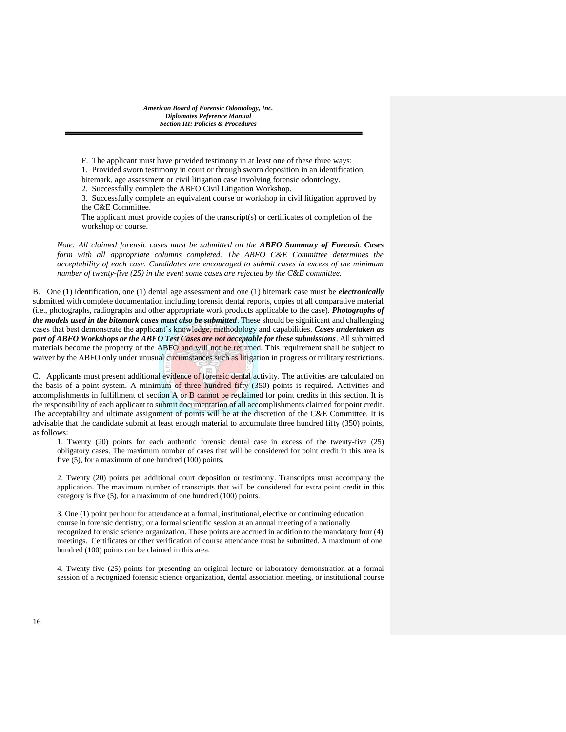F. The applicant must have provided testimony in at least one of these three ways:

1. Provided sworn testimony in court or through sworn deposition in an identification, bitemark, age assessment or civil litigation case involving forensic odontology.
2. Successfully complete the ABFO Civil Litigation Workshop.
3. Successfully complete an equivalent course or workshop in civil litigation approved by the C&E Committee.

The applicant must provide copies of the transcript(s) or certificates of completion of the workshop or course.

*Note: All claimed forensic cases must be submitted on the* ***ABFO Summary of Forensic Cases*** *form with all appropriate columns completed. The ABFO C&E Committee determines the acceptability of each case. Candidates are encouraged to submit cases in excess of the minimum number of twenty-five (25) in the event some cases are rejected by the C&E committee.*

B. One (1) identification, one (1) dental age assessment and one (1) bitemark case must be ***electronically*** submitted with complete documentation including forensic dental reports, copies of all comparative material (i.e., photographs, radiographs and other appropriate work products applicable to the case). ***Photographs of the models used in the bitemark cases must also be submitted***. These should be significant and challenging cases that best demonstrate the applicant's knowledge, methodology and capabilities. ***Cases undertaken as part of ABFO Workshops or the ABFO Test Cases are not acceptable for these submissions***. All submitted materials become the property of the ABFO and will not be returned. This requirement shall be subject to waiver by the ABFO only under unusual circumstances such as litigation in progress or military restrictions.

C. Applicants must present additional evidence of forensic dental activity. The activities are calculated on the basis of a point system. A minimum of three hundred fifty (350) points is required. Activities and accomplishments in fulfillment of section A or B cannot be reclaimed for point credits in this section. It is the responsibility of each applicant to submit documentation of all accomplishments claimed for point credit. The acceptability and ultimate assignment of points will be at the discretion of the C&E Committee. It is advisable that the candidate submit at least enough material to accumulate three hundred fifty (350) points, as follows:

1. Twenty (20) points for each authentic forensic dental case in excess of the twenty-five (25) obligatory cases. The maximum number of cases that will be considered for point credit in this area is five (5), for a maximum of one hundred (100) points.

2. Twenty (20) points per additional court deposition or testimony. Transcripts must accompany the application. The maximum number of transcripts that will be considered for extra point credit in this category is five (5), for a maximum of one hundred (100) points.

3. One (1) point per hour for attendance at a formal, institutional, elective or continuing education course in forensic dentistry; or a formal scientific session at an annual meeting of a nationally recognized forensic science organization. These points are accrued in addition to the mandatory four (4) meetings. Certificates or other verification of course attendance must be submitted. A maximum of one hundred (100) points can be claimed in this area.

4. Twenty-five (25) points for presenting an original lecture or laboratory demonstration at a formal session of a recognized forensic science organization, dental association meeting, or institutional course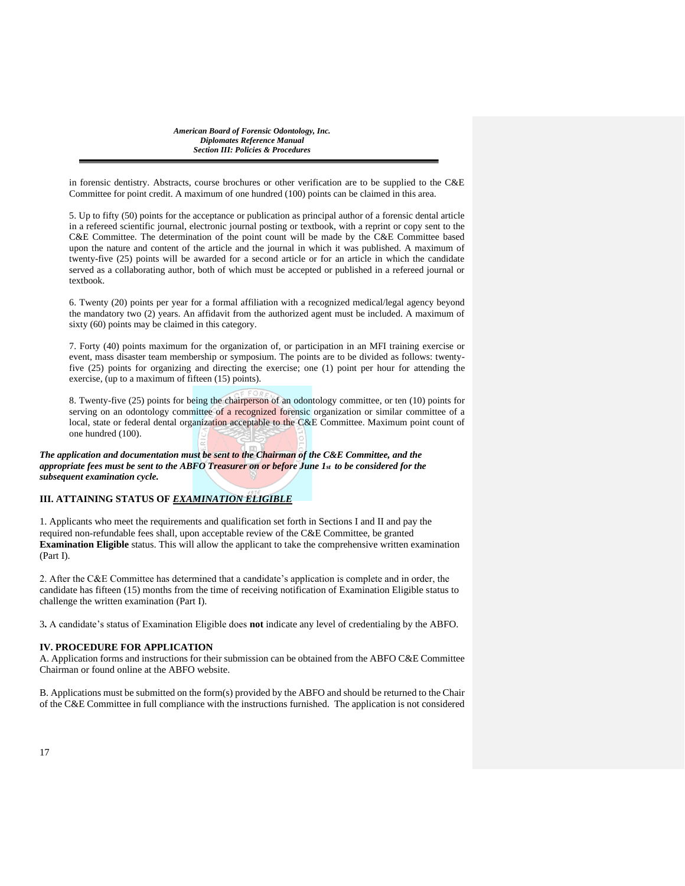in forensic dentistry. Abstracts, course brochures or other verification are to be supplied to the C&E Committee for point credit. A maximum of one hundred (100) points can be claimed in this area.

5. Up to fifty (50) points for the acceptance or publication as principal author of a forensic dental article in a refereed scientific journal, electronic journal posting or textbook, with a reprint or copy sent to the C&E Committee. The determination of the point count will be made by the C&E Committee based upon the nature and content of the article and the journal in which it was published. A maximum of twenty-five (25) points will be awarded for a second article or for an article in which the candidate served as a collaborating author, both of which must be accepted or published in a refereed journal or textbook.

6. Twenty (20) points per year for a formal affiliation with a recognized medical/legal agency beyond the mandatory two (2) years. An affidavit from the authorized agent must be included. A maximum of sixty (60) points may be claimed in this category.

7. Forty (40) points maximum for the organization of, or participation in an MFI training exercise or event, mass disaster team membership or symposium. The points are to be divided as follows: twenty-five (25) points for organizing and directing the exercise; one (1) point per hour for attending the exercise, (up to a maximum of fifteen (15) points).

8. Twenty-five (25) points for being the chairperson of an odontology committee, or ten (10) points for serving on an odontology committee of a recognized forensic organization or similar committee of a local, state or federal dental organization acceptable to the C&E Committee. Maximum point count of one hundred (100).

***The application and documentation must be sent to the Chairman of the C&E Committee, and the appropriate fees must be sent to the ABFO Treasurer on or before June 1st to be considered for the subsequent examination cycle.***

## III. ATTAINING STATUS OF ***EXAMINATION ELIGIBLE***

1. Applicants who meet the requirements and qualification set forth in Sections I and II and pay the required non-refundable fees shall, upon acceptable review of the C&E Committee, be granted **Examination Eligible** status. This will allow the applicant to take the comprehensive written examination (Part I).

2. After the C&E Committee has determined that a candidate's application is complete and in order, the candidate has fifteen (15) months from the time of receiving notification of Examination Eligible status to challenge the written examination (Part I).

3. A candidate's status of Examination Eligible does **not** indicate any level of credentialing by the ABFO.

## IV. PROCEDURE FOR APPLICATION

A. Application forms and instructions for their submission can be obtained from the ABFO C&E Committee Chairman or found online at the ABFO website.

B. Applications must be submitted on the form(s) provided by the ABFO and should be returned to the Chair of the C&E Committee in full compliance with the instructions furnished. The application is not considered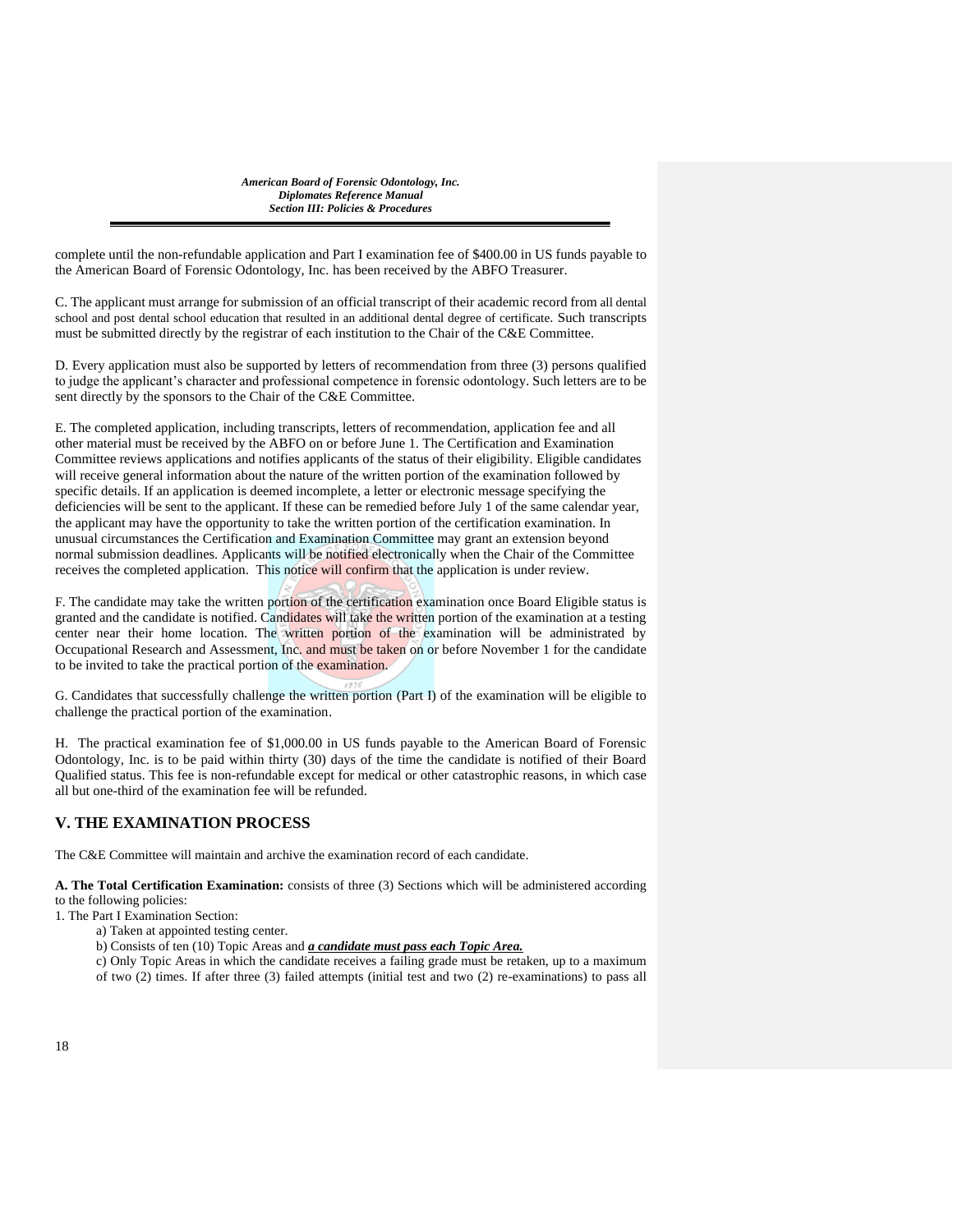complete until the non-refundable application and Part I examination fee of $400.00 in US funds payable to the American Board of Forensic Odontology, Inc. has been received by the ABFO Treasurer.

C. The applicant must arrange for submission of an official transcript of their academic record from all dental school and post dental school education that resulted in an additional dental degree of certificate. Such transcripts must be submitted directly by the registrar of each institution to the Chair of the C&E Committee.

D. Every application must also be supported by letters of recommendation from three (3) persons qualified to judge the applicant's character and professional competence in forensic odontology. Such letters are to be sent directly by the sponsors to the Chair of the C&E Committee.

E. The completed application, including transcripts, letters of recommendation, application fee and all other material must be received by the ABFO on or before June 1. The Certification and Examination Committee reviews applications and notifies applicants of the status of their eligibility. Eligible candidates will receive general information about the nature of the written portion of the examination followed by specific details. If an application is deemed incomplete, a letter or electronic message specifying the deficiencies will be sent to the applicant. If these can be remedied before July 1 of the same calendar year, the applicant may have the opportunity to take the written portion of the certification examination. In unusual circumstances the Certification and Examination Committee may grant an extension beyond normal submission deadlines. Applicants will be notified electronically when the Chair of the Committee receives the completed application. This notice will confirm that the application is under review.

F. The candidate may take the written portion of the certification examination once Board Eligible status is granted and the candidate is notified. Candidates will take the written portion of the examination at a testing center near their home location. The written portion of the examination will be administrated by Occupational Research and Assessment, Inc. and must be taken on or before November 1 for the candidate to be invited to take the practical portion of the examination.

G. Candidates that successfully challenge the written portion (Part I) of the examination will be eligible to challenge the practical portion of the examination.

H. The practical examination fee of $1,000.00 in US funds payable to the American Board of Forensic Odontology, Inc. is to be paid within thirty (30) days of the time the candidate is notified of their Board Qualified status. This fee is non-refundable except for medical or other catastrophic reasons, in which case all but one-third of the examination fee will be refunded.

## V. THE EXAMINATION PROCESS

The C&E Committee will maintain and archive the examination record of each candidate.

**A. The Total Certification Examination:** consists of three (3) Sections which will be administered according to the following policies:

1. The Part I Examination Section:
   - a) Taken at appointed testing center.
   - b) Consists of ten (10) Topic Areas and ***a candidate must pass each Topic Area.***
   - c) Only Topic Areas in which the candidate receives a failing grade must be retaken, up to a maximum of two (2) times. If after three (3) failed attempts (initial test and two (2) re-examinations) to pass all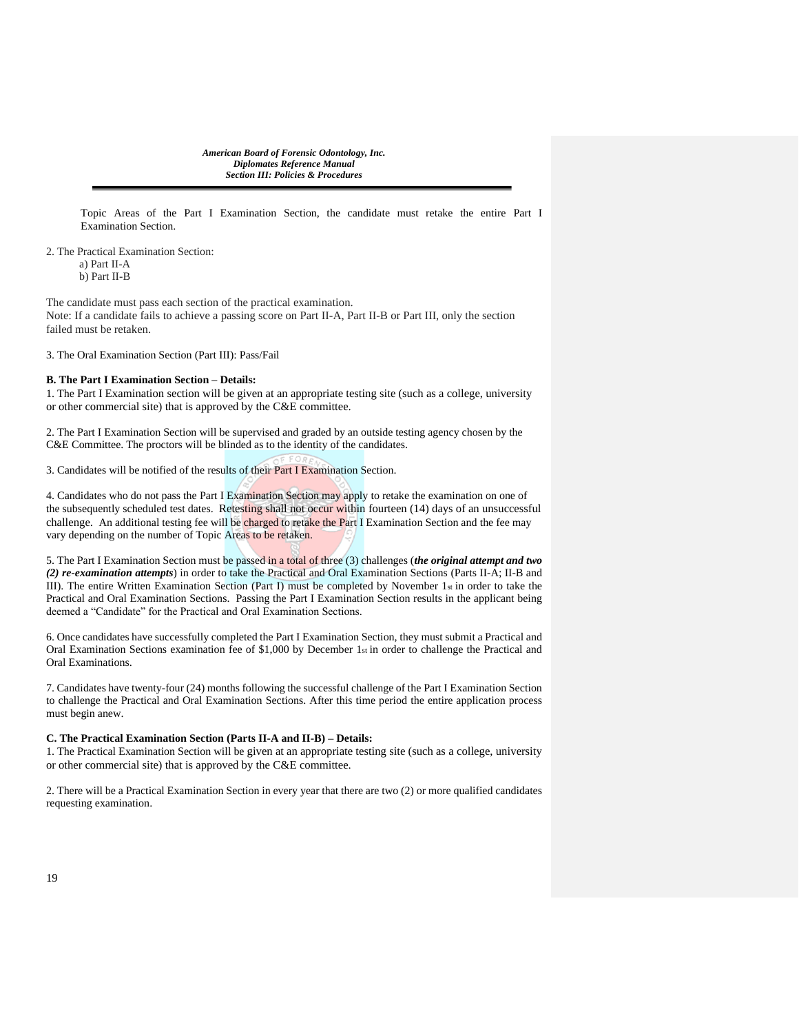Topic Areas of the Part I Examination Section, the candidate must retake the entire Part I Examination Section.

2. The Practical Examination Section:
   a) Part II-A
   b) Part II-B

The candidate must pass each section of the practical examination.
Note: If a candidate fails to achieve a passing score on Part II-A, Part II-B or Part III, only the section failed must be retaken.

3. The Oral Examination Section (Part III): Pass/Fail

**B. The Part I Examination Section – Details:**

1. The Part I Examination section will be given at an appropriate testing site (such as a college, university or other commercial site) that is approved by the C&E committee.

2. The Part I Examination Section will be supervised and graded by an outside testing agency chosen by the C&E Committee. The proctors will be blinded as to the identity of the candidates.

3. Candidates will be notified of the results of their Part I Examination Section.

4. Candidates who do not pass the Part I Examination Section may apply to retake the examination on one of the subsequently scheduled test dates. Retesting shall not occur within fourteen (14) days of an unsuccessful challenge. An additional testing fee will be charged to retake the Part I Examination Section and the fee may vary depending on the number of Topic Areas to be retaken.

5. The Part I Examination Section must be passed in a total of three (3) challenges (***the original attempt and two (2) re-examination attempts***) in order to take the Practical and Oral Examination Sections (Parts II-A; II-B and III). The entire Written Examination Section (Part I) must be completed by November 1st in order to take the Practical and Oral Examination Sections. Passing the Part I Examination Section results in the applicant being deemed a "Candidate" for the Practical and Oral Examination Sections.

6. Once candidates have successfully completed the Part I Examination Section, they must submit a Practical and Oral Examination Sections examination fee of $1,000 by December 1st in order to challenge the Practical and Oral Examinations.

7. Candidates have twenty-four (24) months following the successful challenge of the Part I Examination Section to challenge the Practical and Oral Examination Sections. After this time period the entire application process must begin anew.

**C. The Practical Examination Section (Parts II-A and II-B) – Details:**

1. The Practical Examination Section will be given at an appropriate testing site (such as a college, university or other commercial site) that is approved by the C&E committee.

2. There will be a Practical Examination Section in every year that there are two (2) or more qualified candidates requesting examination.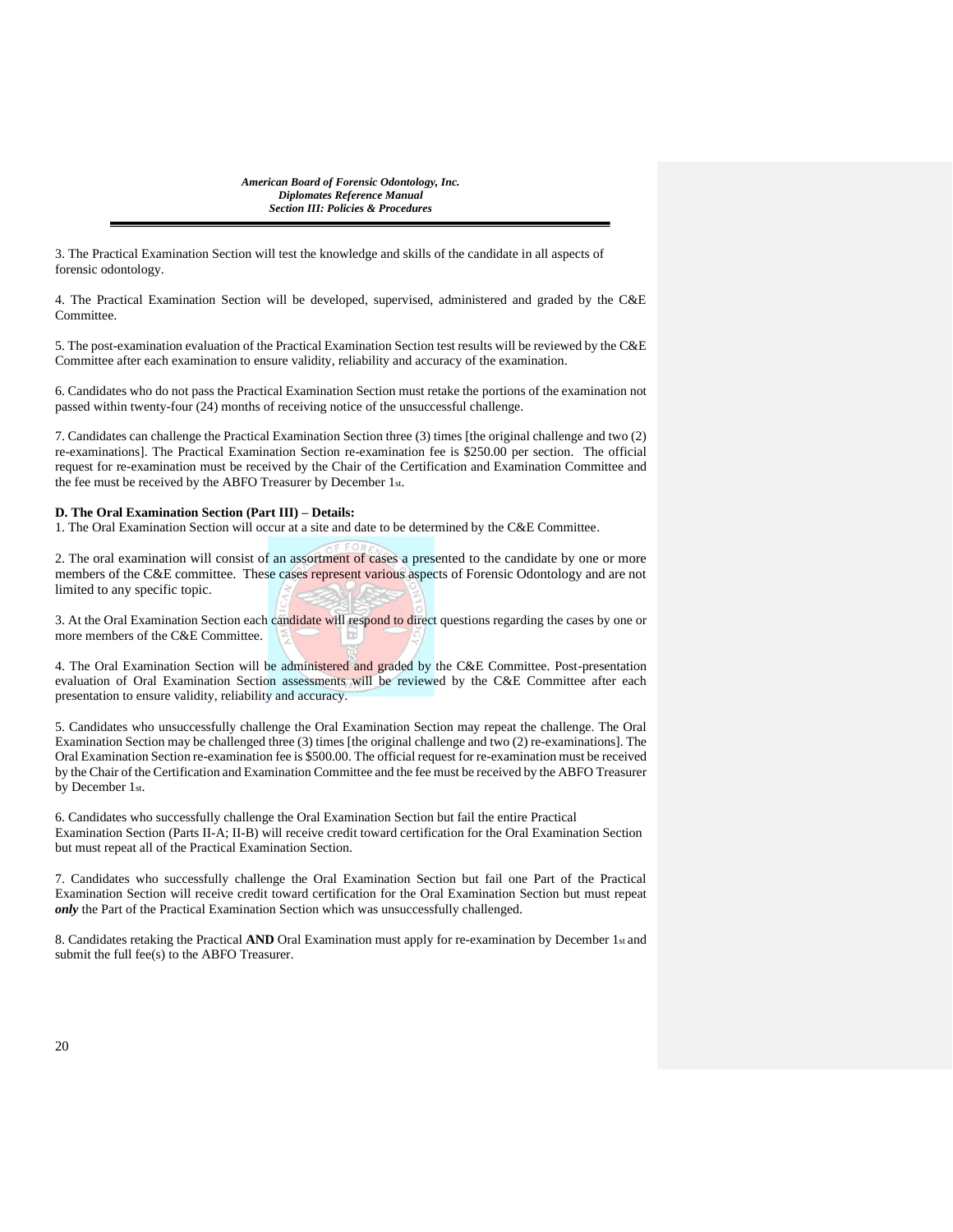3. The Practical Examination Section will test the knowledge and skills of the candidate in all aspects of forensic odontology.

4. The Practical Examination Section will be developed, supervised, administered and graded by the C&E Committee.

5. The post-examination evaluation of the Practical Examination Section test results will be reviewed by the C&E Committee after each examination to ensure validity, reliability and accuracy of the examination.

6. Candidates who do not pass the Practical Examination Section must retake the portions of the examination not passed within twenty-four (24) months of receiving notice of the unsuccessful challenge.

7. Candidates can challenge the Practical Examination Section three (3) times [the original challenge and two (2) re-examinations]. The Practical Examination Section re-examination fee is $250.00 per section. The official request for re-examination must be received by the Chair of the Certification and Examination Committee and the fee must be received by the ABFO Treasurer by December 1st.

**D. The Oral Examination Section (Part III) – Details:**

1. The Oral Examination Section will occur at a site and date to be determined by the C&E Committee.

2. The oral examination will consist of an assortment of cases a presented to the candidate by one or more members of the C&E committee. These cases represent various aspects of Forensic Odontology and are not limited to any specific topic.

3. At the Oral Examination Section each candidate will respond to direct questions regarding the cases by one or more members of the C&E Committee.

4. The Oral Examination Section will be administered and graded by the C&E Committee. Post-presentation evaluation of Oral Examination Section assessments will be reviewed by the C&E Committee after each presentation to ensure validity, reliability and accuracy.

5. Candidates who unsuccessfully challenge the Oral Examination Section may repeat the challenge. The Oral Examination Section may be challenged three (3) times [the original challenge and two (2) re-examinations]. The Oral Examination Section re-examination fee is $500.00. The official request for re-examination must be received by the Chair of the Certification and Examination Committee and the fee must be received by the ABFO Treasurer by December 1st.

6. Candidates who successfully challenge the Oral Examination Section but fail the entire Practical Examination Section (Parts II-A; II-B) will receive credit toward certification for the Oral Examination Section but must repeat all of the Practical Examination Section.

7. Candidates who successfully challenge the Oral Examination Section but fail one Part of the Practical Examination Section will receive credit toward certification for the Oral Examination Section but must repeat ***only*** the Part of the Practical Examination Section which was unsuccessfully challenged.

8. Candidates retaking the Practical **AND** Oral Examination must apply for re-examination by December 1st and submit the full fee(s) to the ABFO Treasurer.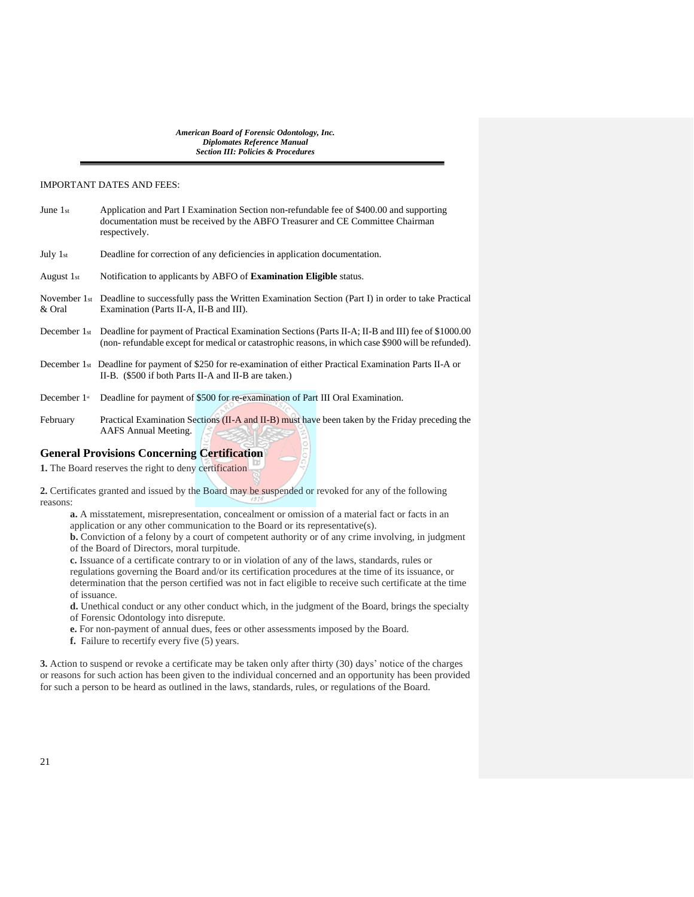IMPORTANT DATES AND FEES:

| | |
|---|---|
| June 1st | Application and Part I Examination Section non-refundable fee of $400.00 and supporting documentation must be received by the ABFO Treasurer and CE Committee Chairman respectively. |
| July 1st | Deadline for correction of any deficiencies in application documentation. |
| August 1st | Notification to applicants by ABFO of **Examination Eligible** status. |
| November 1st & Oral | Deadline to successfully pass the Written Examination Section (Part I) in order to take Practical Examination (Parts II-A, II-B and III). |
| December 1st | Deadline for payment of Practical Examination Sections (Parts II-A; II-B and III) fee of $1000.00 (non- refundable except for medical or catastrophic reasons, in which case $900 will be refunded). |
| December 1st | Deadline for payment of $250 for re-examination of either Practical Examination Parts II-A or II-B. ($500 if both Parts II-A and II-B are taken.) |
| December 1st | Deadline for payment of $500 for re-examination of Part III Oral Examination. |
| February | Practical Examination Sections (II-A and II-B) must have been taken by the Friday preceding the AAFS Annual Meeting. |

## General Provisions Concerning Certification

**1.** The Board reserves the right to deny certification

**2.** Certificates granted and issued by the Board may be suspended or revoked for any of the following reasons:

> **a.** A misstatement, misrepresentation, concealment or omission of a material fact or facts in an application or any other communication to the Board or its representative(s).
> **b.** Conviction of a felony by a court of competent authority or of any crime involving, in judgment of the Board of Directors, moral turpitude.
> **c.** Issuance of a certificate contrary to or in violation of any of the laws, standards, rules or regulations governing the Board and/or its certification procedures at the time of its issuance, or determination that the person certified was not in fact eligible to receive such certificate at the time of issuance.
> **d.** Unethical conduct or any other conduct which, in the judgment of the Board, brings the specialty of Forensic Odontology into disrepute.
> **e.** For non-payment of annual dues, fees or other assessments imposed by the Board.
> **f.** Failure to recertify every five (5) years.

**3.** Action to suspend or revoke a certificate may be taken only after thirty (30) days' notice of the charges or reasons for such action has been given to the individual concerned and an opportunity has been provided for such a person to be heard as outlined in the laws, standards, rules, or regulations of the Board.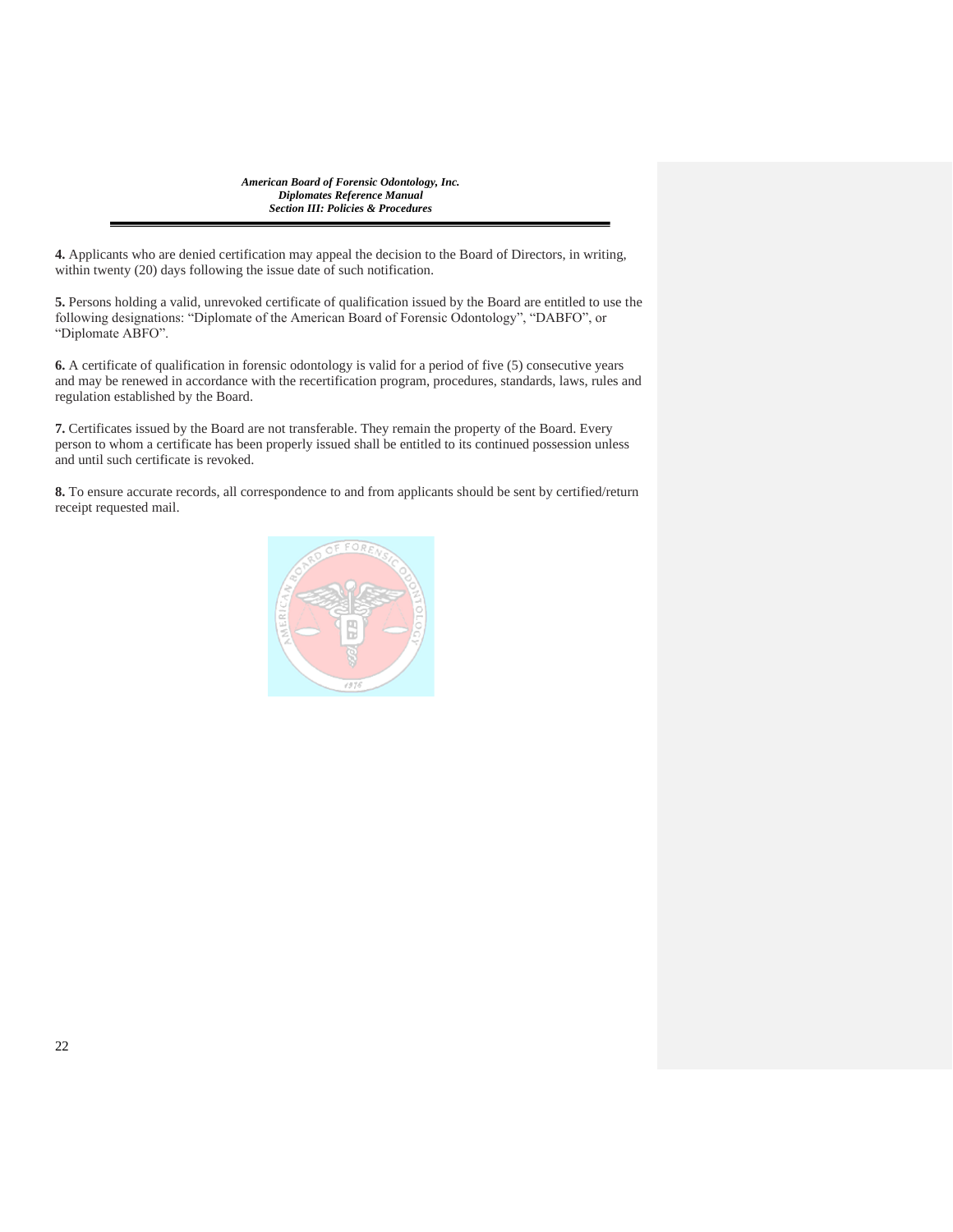**4.** Applicants who are denied certification may appeal the decision to the Board of Directors, in writing, within twenty (20) days following the issue date of such notification.

**5.** Persons holding a valid, unrevoked certificate of qualification issued by the Board are entitled to use the following designations: "Diplomate of the American Board of Forensic Odontology", "DABFO", or "Diplomate ABFO".

**6.** A certificate of qualification in forensic odontology is valid for a period of five (5) consecutive years and may be renewed in accordance with the recertification program, procedures, standards, laws, rules and regulation established by the Board.

**7.** Certificates issued by the Board are not transferable. They remain the property of the Board. Every person to whom a certificate has been properly issued shall be entitled to its continued possession unless and until such certificate is revoked.

**8.** To ensure accurate records, all correspondence to and from applicants should be sent by certified/return receipt requested mail.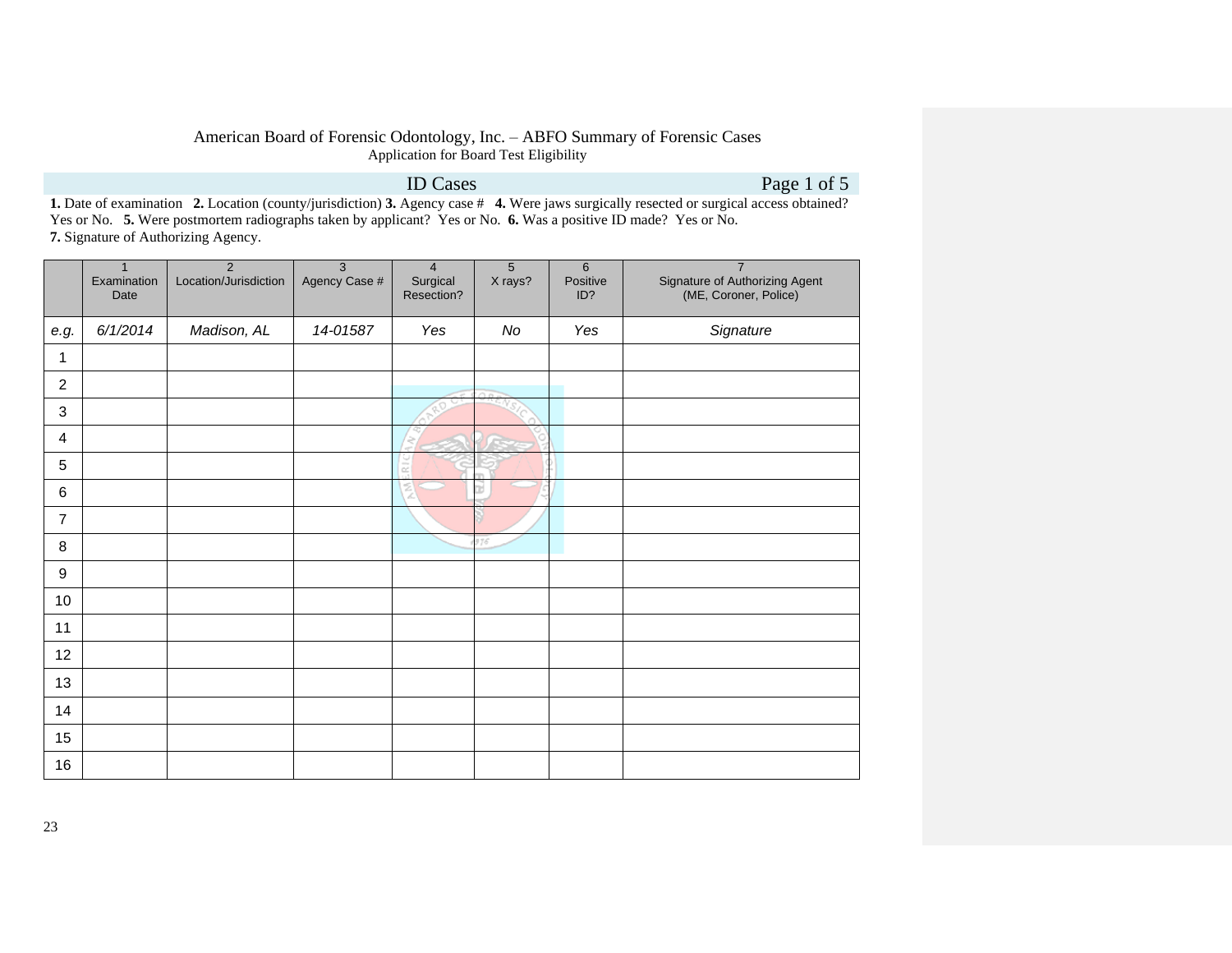# American Board of Forensic Odontology, Inc. – ABFO Summary of Forensic Cases

Application for Board Test Eligibility

## ID Cases

Page 1 of 5

**1.** Date of examination **2.** Location (county/jurisdiction) **3.** Agency case # **4.** Were jaws surgically resected or surgical access obtained? Yes or No. **5.** Were postmortem radiographs taken by applicant? Yes or No. **6.** Was a positive ID made? Yes or No. **7.** Signature of Authorizing Agency.

| | 1 Examination Date | 2 Location/Jurisdiction | 3 Agency Case # | 4 Surgical Resection? | 5 X rays? | 6 Positive ID? | 7 Signature of Authorizing Agent (ME, Coroner, Police) |
|---|---|---|---|---|---|---|---|
| *e.g.* | *6/1/2014* | *Madison, AL* | *14-01587* | *Yes* | *No* | *Yes* | *Signature* |
| 1 | | | | | | | |
| 2 | | | | | | | |
| 3 | | | | | | | |
| 4 | | | | | | | |
| 5 | | | | | | | |
| 6 | | | | | | | |
| 7 | | | | | | | |
| 8 | | | | | | | |
| 9 | | | | | | | |
| 10 | | | | | | | |
| 11 | | | | | | | |
| 12 | | | | | | | |
| 13 | | | | | | | |
| 14 | | | | | | | |
| 15 | | | | | | | |
| 16 | | | | | | | |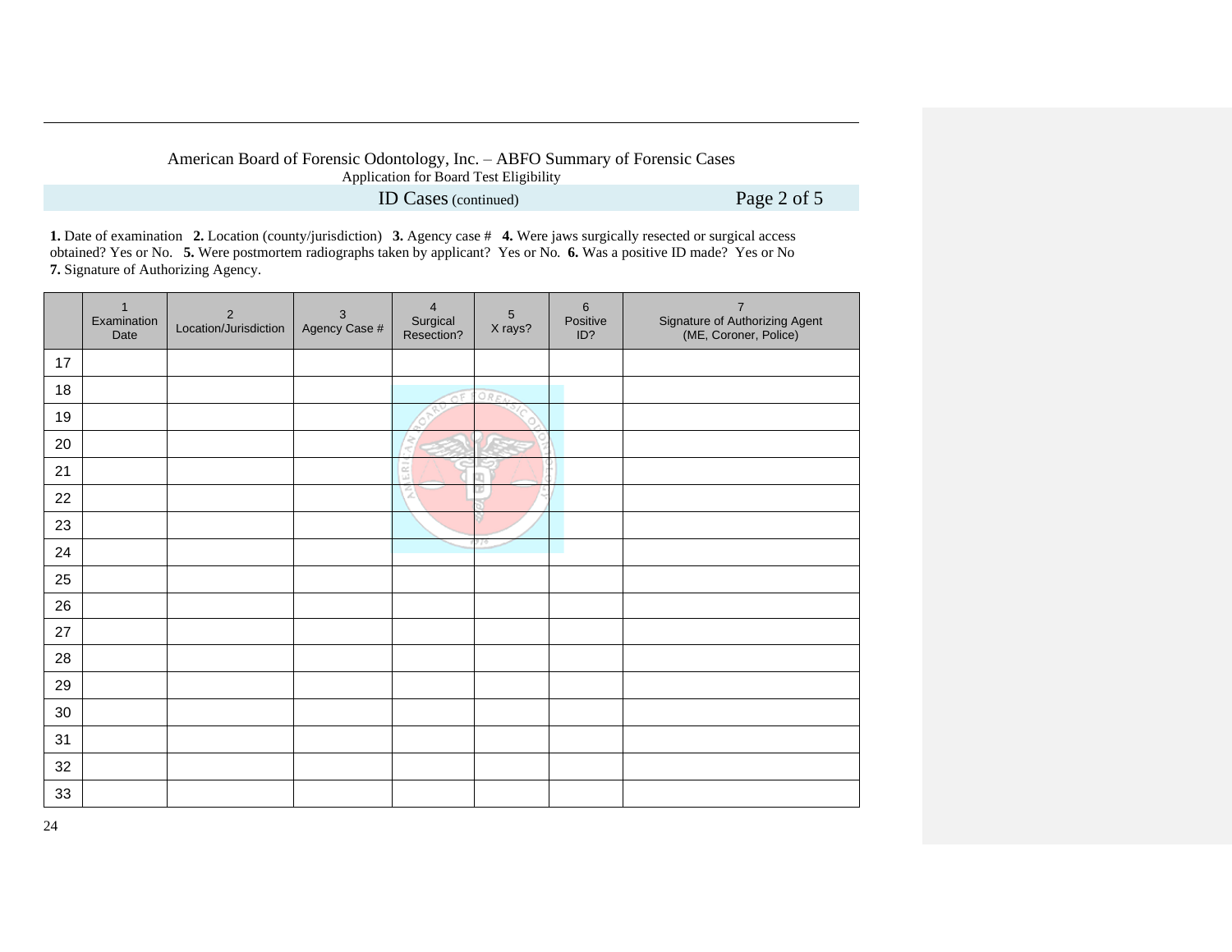American Board of Forensic Odontology, Inc. – ABFO Summary of Forensic Cases

Application for Board Test Eligibility

## ID Cases (continued)

**1.** Date of examination **2.** Location (county/jurisdiction) **3.** Agency case # **4.** Were jaws surgically resected or surgical access obtained? Yes or No. **5.** Were postmortem radiographs taken by applicant? Yes or No. **6.** Was a positive ID made? Yes or No **7.** Signature of Authorizing Agency.

| | 1 Examination Date | 2 Location/Jurisdiction | 3 Agency Case # | 4 Surgical Resection? | 5 X rays? | 6 Positive ID? | 7 Signature of Authorizing Agent (ME, Coroner, Police) |
|---|---|---|---|---|---|---|---|
| 17 | | | | | | | |
| 18 | | | | | | | |
| 19 | | | | | | | |
| 20 | | | | | | | |
| 21 | | | | | | | |
| 22 | | | | | | | |
| 23 | | | | | | | |
| 24 | | | | | | | |
| 25 | | | | | | | |
| 26 | | | | | | | |
| 27 | | | | | | | |
| 28 | | | | | | | |
| 29 | | | | | | | |
| 30 | | | | | | | |
| 31 | | | | | | | |
| 32 | | | | | | | |
| 33 | | | | | | | |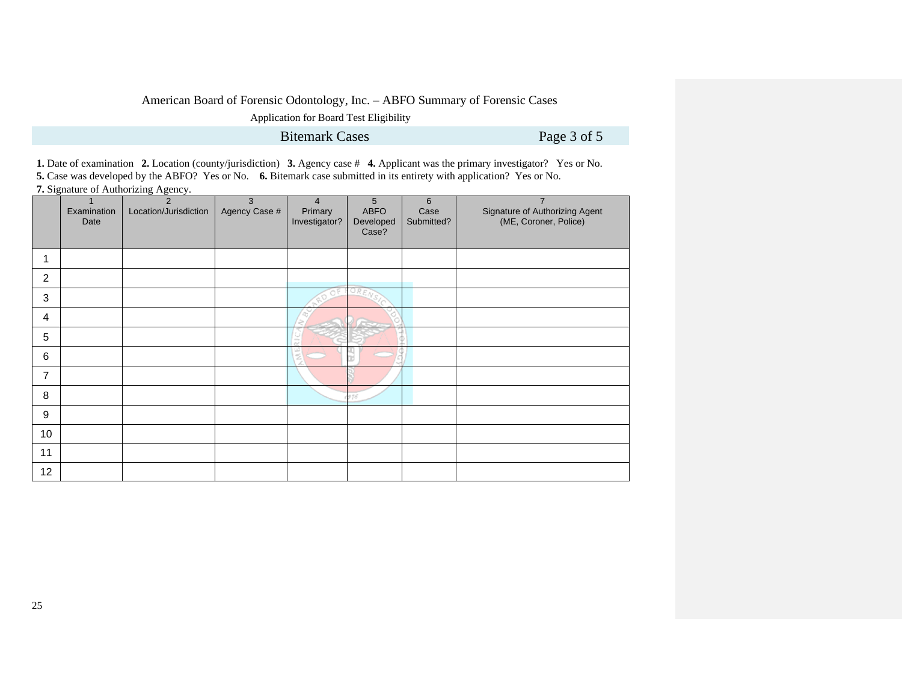American Board of Forensic Odontology, Inc. – ABFO Summary of Forensic Cases

Application for Board Test Eligibility

## Bitemark Cases

Page 3 of 5

**1.** Date of examination **2.** Location (county/jurisdiction) **3.** Agency case # **4.** Applicant was the primary investigator? Yes or No.
**5.** Case was developed by the ABFO? Yes or No. **6.** Bitemark case submitted in its entirety with application? Yes or No.
**7.** Signature of Authorizing Agency.

| | 1 Examination Date | 2 Location/Jurisdiction | 3 Agency Case # | 4 Primary Investigator? | 5 ABFO Developed Case? | 6 Case Submitted? | 7 Signature of Authorizing Agent (ME, Coroner, Police) |
|---|---|---|---|---|---|---|---|
| 1 | | | | | | | |
| 2 | | | | | | | |
| 3 | | | | | | | |
| 4 | | | | | | | |
| 5 | | | | | | | |
| 6 | | | | | | | |
| 7 | | | | | | | |
| 8 | | | | | | | |
| 9 | | | | | | | |
| 10 | | | | | | | |
| 11 | | | | | | | |
| 12 | | | | | | | |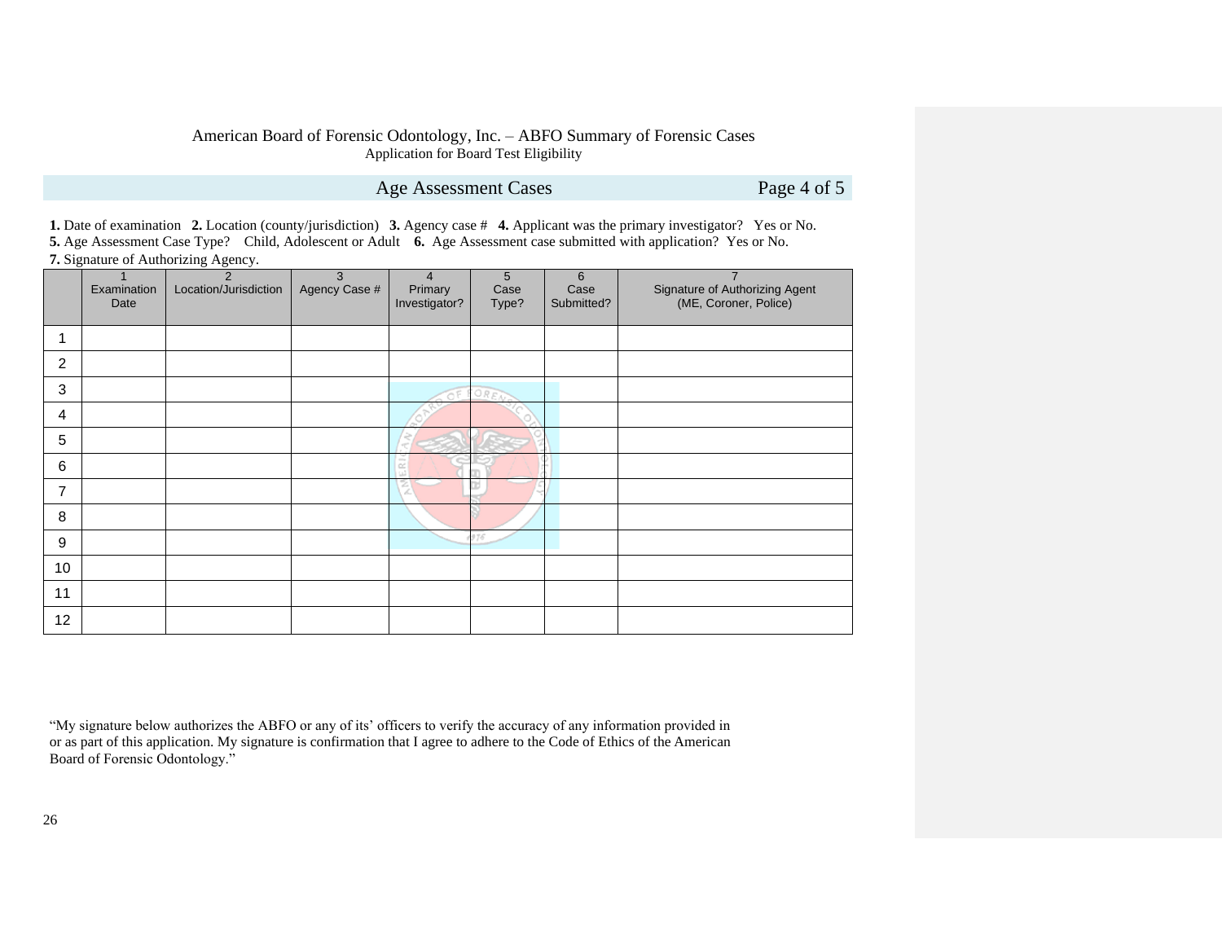American Board of Forensic Odontology, Inc. – ABFO Summary of Forensic Cases
Application for Board Test Eligibility

## Age Assessment Cases

Page 4 of 5

**1.** Date of examination **2.** Location (county/jurisdiction) **3.** Agency case # **4.** Applicant was the primary investigator? Yes or No.
**5.** Age Assessment Case Type? Child, Adolescent or Adult **6.** Age Assessment case submitted with application? Yes or No.
**7.** Signature of Authorizing Agency.

| | 1 Examination Date | 2 Location/Jurisdiction | 3 Agency Case # | 4 Primary Investigator? | 5 Case Type? | 6 Case Submitted? | 7 Signature of Authorizing Agent (ME, Coroner, Police) |
|---|---|---|---|---|---|---|---|
| 1 | | | | | | | |
| 2 | | | | | | | |
| 3 | | | | | | | |
| 4 | | | | | | | |
| 5 | | | | | | | |
| 6 | | | | | | | |
| 7 | | | | | | | |
| 8 | | | | | | | |
| 9 | | | | | | | |
| 10 | | | | | | | |
| 11 | | | | | | | |
| 12 | | | | | | | |

"My signature below authorizes the ABFO or any of its' officers to verify the accuracy of any information provided in or as part of this application. My signature is confirmation that I agree to adhere to the Code of Ethics of the American Board of Forensic Odontology."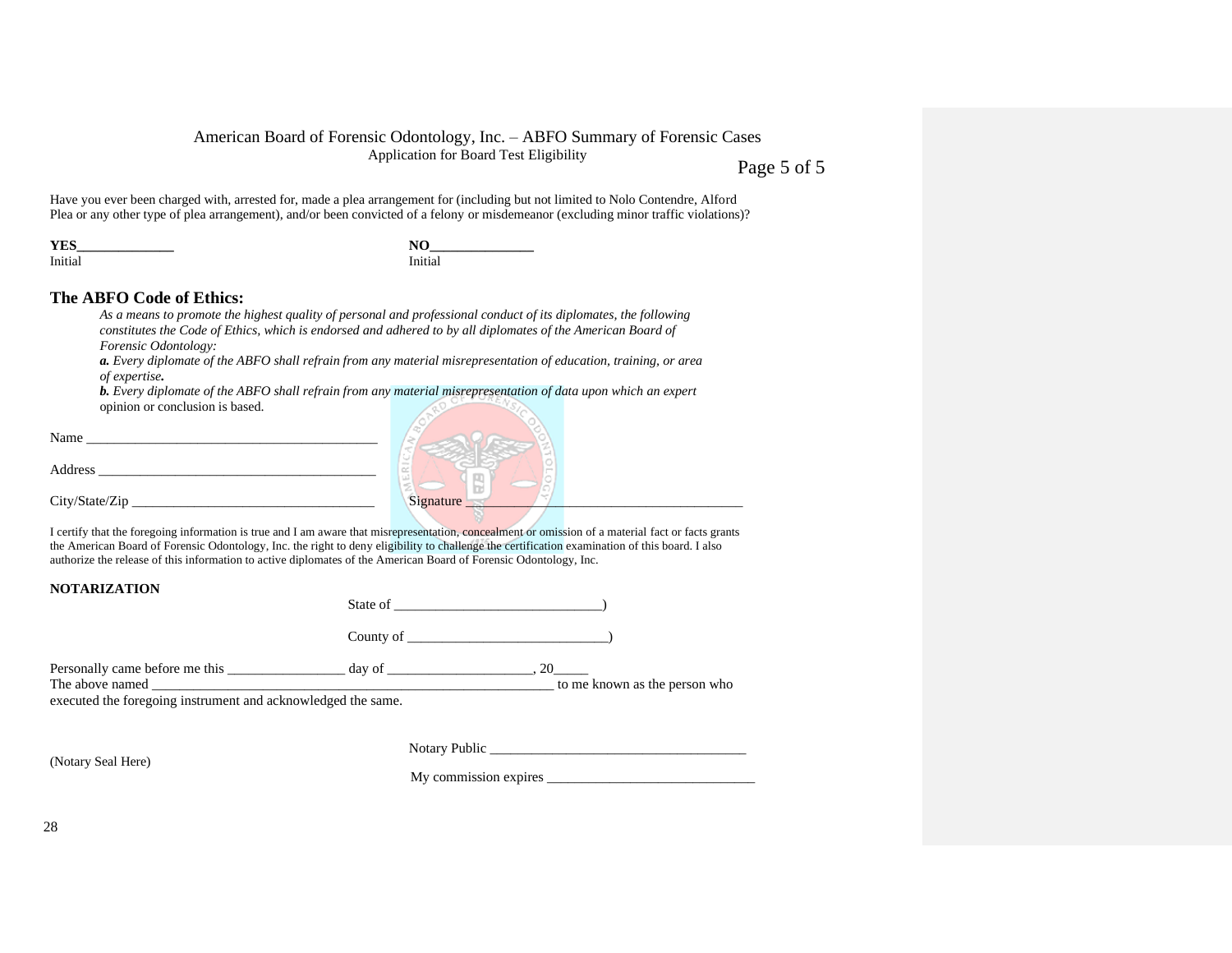American Board of Forensic Odontology, Inc. – ABFO Summary of Forensic Cases
Application for Board Test Eligibility

Have you ever been charged with, arrested for, made a plea arrangement for (including but not limited to Nolo Contendre, Alford Plea or any other type of plea arrangement), and/or been convicted of a felony or misdemeanor (excluding minor traffic violations)?

**YES**______________
Initial

**NO**_______________
Initial

## The ABFO Code of Ethics:

*As a means to promote the highest quality of personal and professional conduct of its diplomates, the following constitutes the Code of Ethics, which is endorsed and adhered to by all diplomates of the American Board of Forensic Odontology:*

***a.*** *Every diplomate of the ABFO shall refrain from any material misrepresentation of education, training, or area of expertise.*

***b.*** *Every diplomate of the ABFO shall refrain from any material misrepresentation of data upon which an expert* opinion or conclusion is based.

Name __________________________________________

Address _________________________________________

City/State/Zip ___________________________________ Signature ________________________________________

I certify that the foregoing information is true and I am aware that misrepresentation, concealment or omission of a material fact or facts grants the American Board of Forensic Odontology, Inc. the right to deny eligibility to challenge the certification examination of this board. I also authorize the release of this information to active diplomates of the American Board of Forensic Odontology, Inc.

**NOTARIZATION**

State of ______________________________)

County of ____________________________)

Personally came before me this _________________ day of _____________________, 20_____
The above named ___________________________________________________________ to me known as the person who executed the foregoing instrument and acknowledged the same.

Notary Public _____________________________________

(Notary Seal Here)

My commission expires ______________________________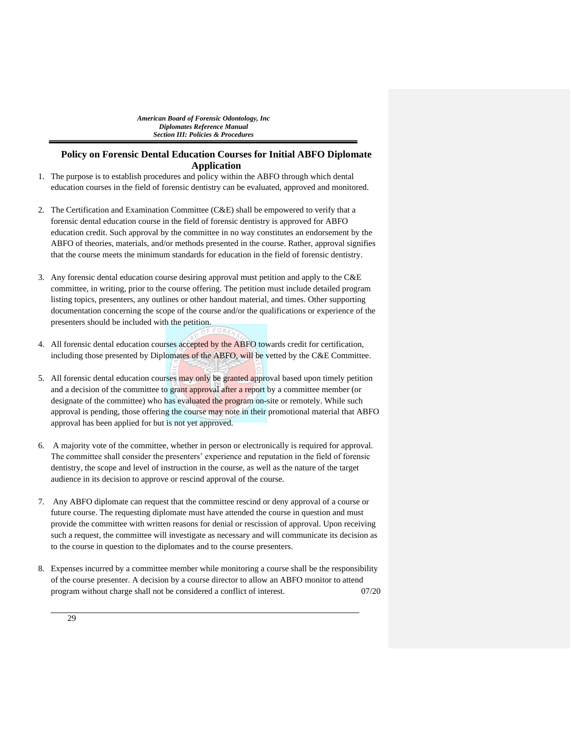## Policy on Forensic Dental Education Courses for Initial ABFO Diplomate Application

1. The purpose is to establish procedures and policy within the ABFO through which dental education courses in the field of forensic dentistry can be evaluated, approved and monitored.

2. The Certification and Examination Committee (C&E) shall be empowered to verify that a forensic dental education course in the field of forensic dentistry is approved for ABFO education credit. Such approval by the committee in no way constitutes an endorsement by the ABFO of theories, materials, and/or methods presented in the course. Rather, approval signifies that the course meets the minimum standards for education in the field of forensic dentistry.

3. Any forensic dental education course desiring approval must petition and apply to the C&E committee, in writing, prior to the course offering. The petition must include detailed program listing topics, presenters, any outlines or other handout material, and times. Other supporting documentation concerning the scope of the course and/or the qualifications or experience of the presenters should be included with the petition.

4. All forensic dental education courses accepted by the ABFO towards credit for certification, including those presented by Diplomates of the ABFO, will be vetted by the C&E Committee.

5. All forensic dental education courses may only be granted approval based upon timely petition and a decision of the committee to grant approval after a report by a committee member (or designate of the committee) who has evaluated the program on-site or remotely. While such approval is pending, those offering the course may note in their promotional material that ABFO approval has been applied for but is not yet approved.

6. A majority vote of the committee, whether in person or electronically is required for approval. The committee shall consider the presenters' experience and reputation in the field of forensic dentistry, the scope and level of instruction in the course, as well as the nature of the target audience in its decision to approve or rescind approval of the course.

7. Any ABFO diplomate can request that the committee rescind or deny approval of a course or future course. The requesting diplomate must have attended the course in question and must provide the committee with written reasons for denial or rescission of approval. Upon receiving such a request, the committee will investigate as necessary and will communicate its decision as to the course in question to the diplomates and to the course presenters.

8. Expenses incurred by a committee member while monitoring a course shall be the responsibility of the course presenter. A decision by a course director to allow an ABFO monitor to attend program without charge shall not be considered a conflict of interest. 07/20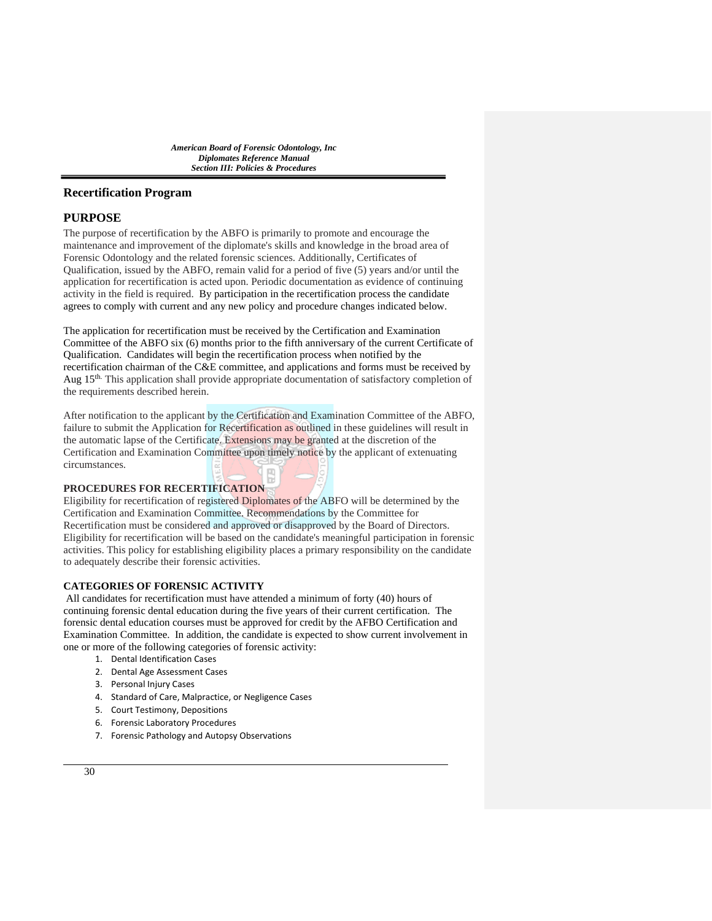## Recertification Program

## PURPOSE

The purpose of recertification by the ABFO is primarily to promote and encourage the maintenance and improvement of the diplomate's skills and knowledge in the broad area of Forensic Odontology and the related forensic sciences. Additionally, Certificates of Qualification, issued by the ABFO, remain valid for a period of five (5) years and/or until the application for recertification is acted upon. Periodic documentation as evidence of continuing activity in the field is required. By participation in the recertification process the candidate agrees to comply with current and any new policy and procedure changes indicated below.

The application for recertification must be received by the Certification and Examination Committee of the ABFO six (6) months prior to the fifth anniversary of the current Certificate of Qualification. Candidates will begin the recertification process when notified by the recertification chairman of the C&E committee, and applications and forms must be received by Aug 15th. This application shall provide appropriate documentation of satisfactory completion of the requirements described herein.

After notification to the applicant by the Certification and Examination Committee of the ABFO, failure to submit the Application for Recertification as outlined in these guidelines will result in the automatic lapse of the Certificate. Extensions may be granted at the discretion of the Certification and Examination Committee upon timely notice by the applicant of extenuating circumstances.

**PROCEDURES FOR RECERTIFICATION**

Eligibility for recertification of registered Diplomates of the ABFO will be determined by the Certification and Examination Committee. Recommendations by the Committee for Recertification must be considered and approved or disapproved by the Board of Directors. Eligibility for recertification will be based on the candidate's meaningful participation in forensic activities. This policy for establishing eligibility places a primary responsibility on the candidate to adequately describe their forensic activities.

**CATEGORIES OF FORENSIC ACTIVITY**

All candidates for recertification must have attended a minimum of forty (40) hours of continuing forensic dental education during the five years of their current certification. The forensic dental education courses must be approved for credit by the AFBO Certification and Examination Committee. In addition, the candidate is expected to show current involvement in one or more of the following categories of forensic activity:

1. Dental Identification Cases
2. Dental Age Assessment Cases
3. Personal Injury Cases
4. Standard of Care, Malpractice, or Negligence Cases
5. Court Testimony, Depositions
6. Forensic Laboratory Procedures
7. Forensic Pathology and Autopsy Observations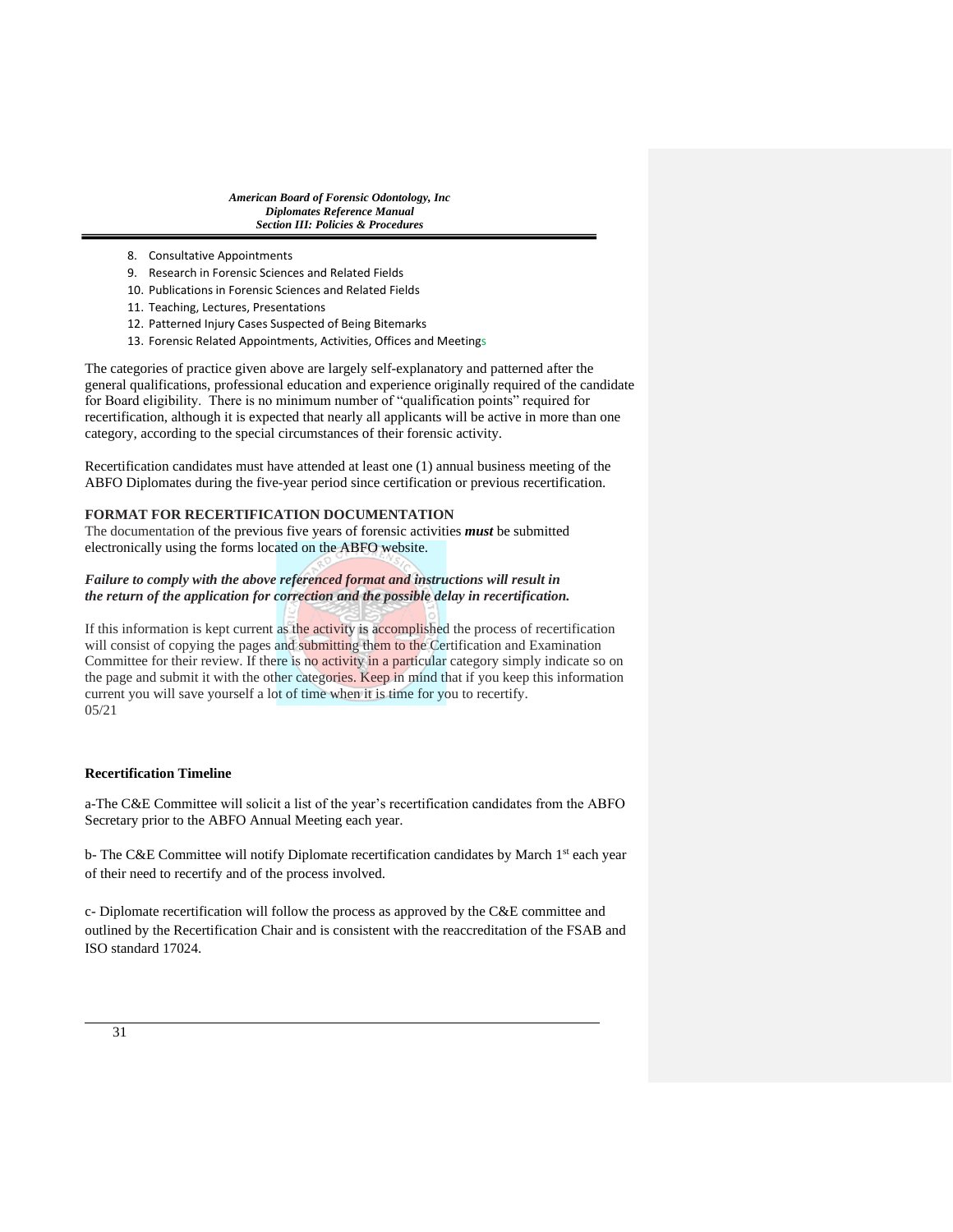8. Consultative Appointments
9. Research in Forensic Sciences and Related Fields
10. Publications in Forensic Sciences and Related Fields
11. Teaching, Lectures, Presentations
12. Patterned Injury Cases Suspected of Being Bitemarks
13. Forensic Related Appointments, Activities, Offices and Meetings

The categories of practice given above are largely self-explanatory and patterned after the general qualifications, professional education and experience originally required of the candidate for Board eligibility. There is no minimum number of "qualification points" required for recertification, although it is expected that nearly all applicants will be active in more than one category, according to the special circumstances of their forensic activity.

Recertification candidates must have attended at least one (1) annual business meeting of the ABFO Diplomates during the five-year period since certification or previous recertification.

**FORMAT FOR RECERTIFICATION DOCUMENTATION**

The documentation of the previous five years of forensic activities ***must*** be submitted electronically using the forms located on the ABFO website.

***Failure to comply with the above referenced format and instructions will result in the return of the application for correction and the possible delay in recertification.***

If this information is kept current as the activity is accomplished the process of recertification will consist of copying the pages and submitting them to the Certification and Examination Committee for their review. If there is no activity in a particular category simply indicate so on the page and submit it with the other categories. Keep in mind that if you keep this information current you will save yourself a lot of time when it is time for you to recertify.
05/21

**Recertification Timeline**

a-The C&E Committee will solicit a list of the year's recertification candidates from the ABFO Secretary prior to the ABFO Annual Meeting each year.

b- The C&E Committee will notify Diplomate recertification candidates by March 1st each year of their need to recertify and of the process involved.

c- Diplomate recertification will follow the process as approved by the C&E committee and outlined by the Recertification Chair and is consistent with the reaccreditation of the FSAB and ISO standard 17024.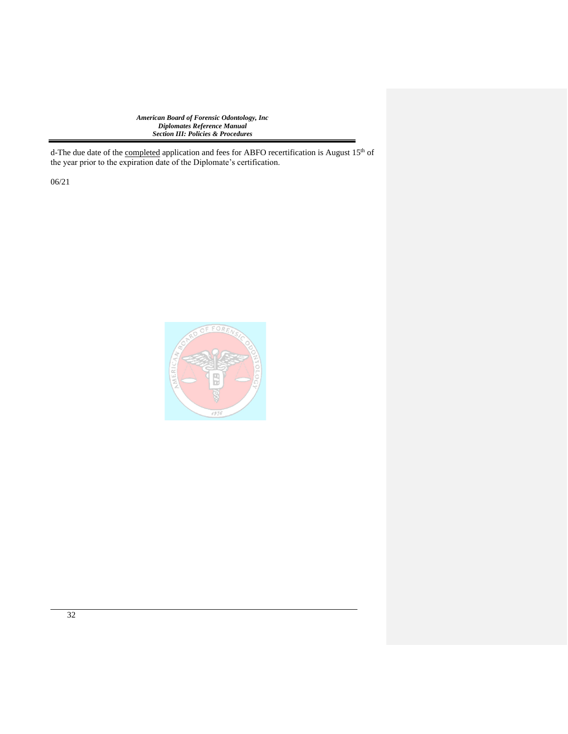d-The due date of the completed application and fees for ABFO recertification is August 15th of the year prior to the expiration date of the Diplomate's certification.

06/21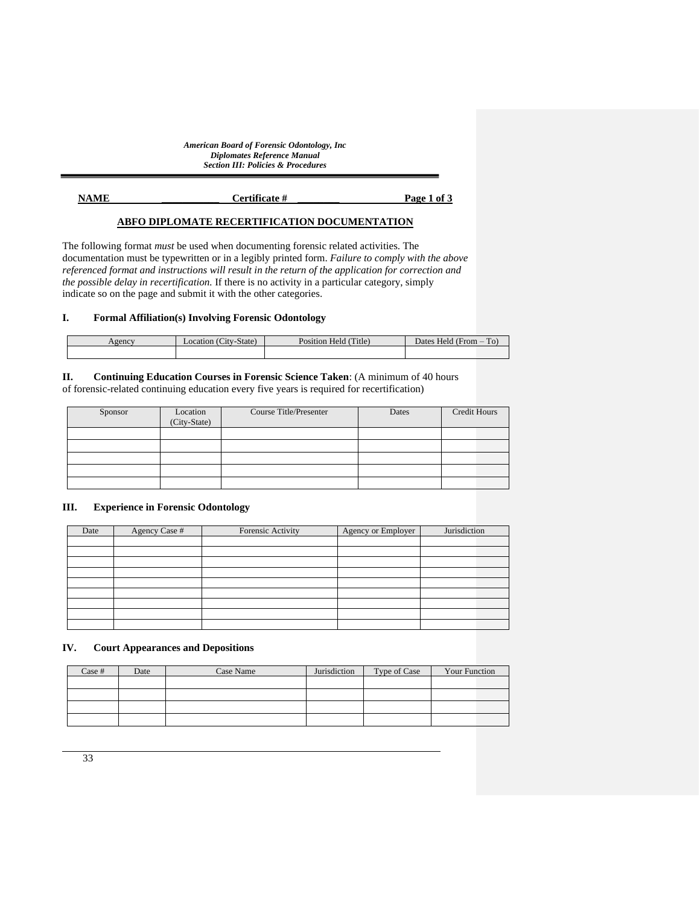**NAME \_\_\_\_\_\_\_\_\_\_\_ Certificate # \_\_\_\_\_\_\_\_ Page 1 of 3**

**ABFO DIPLOMATE RECERTIFICATION DOCUMENTATION**

The following format *must* be used when documenting forensic related activities. The documentation must be typewritten or in a legibly printed form. *Failure to comply with the above referenced format and instructions will result in the return of the application for correction and the possible delay in recertification.* If there is no activity in a particular category, simply indicate so on the page and submit it with the other categories.

### I. Formal Affiliation(s) Involving Forensic Odontology

| Agency | Location (City-State) | Position Held (Title) | Dates Held (From – To) |
|---|---|---|---|
| | | | |

### II. Continuing Education Courses in Forensic Science Taken

**Continuing Education Courses in Forensic Science Taken**: (A minimum of 40 hours of forensic-related continuing education every five years is required for recertification)

| Sponsor | Location (City-State) | Course Title/Presenter | Dates | Credit Hours |
|---|---|---|---|---|
| | | | | |
| | | | | |
| | | | | |
| | | | | |
| | | | | |

### III. Experience in Forensic Odontology

| Date | Agency Case # | Forensic Activity | Agency or Employer | Jurisdiction |
|---|---|---|---|---|
| | | | | |
| | | | | |
| | | | | |
| | | | | |
| | | | | |
| | | | | |
| | | | | |
| | | | | |
| | | | | |

### IV. Court Appearances and Depositions

| Case # | Date | Case Name | Jurisdiction | Type of Case | Your Function |
|---|---|---|---|---|---|
| | | | | | |
| | | | | | |
| | | | | | |
| | | | | | |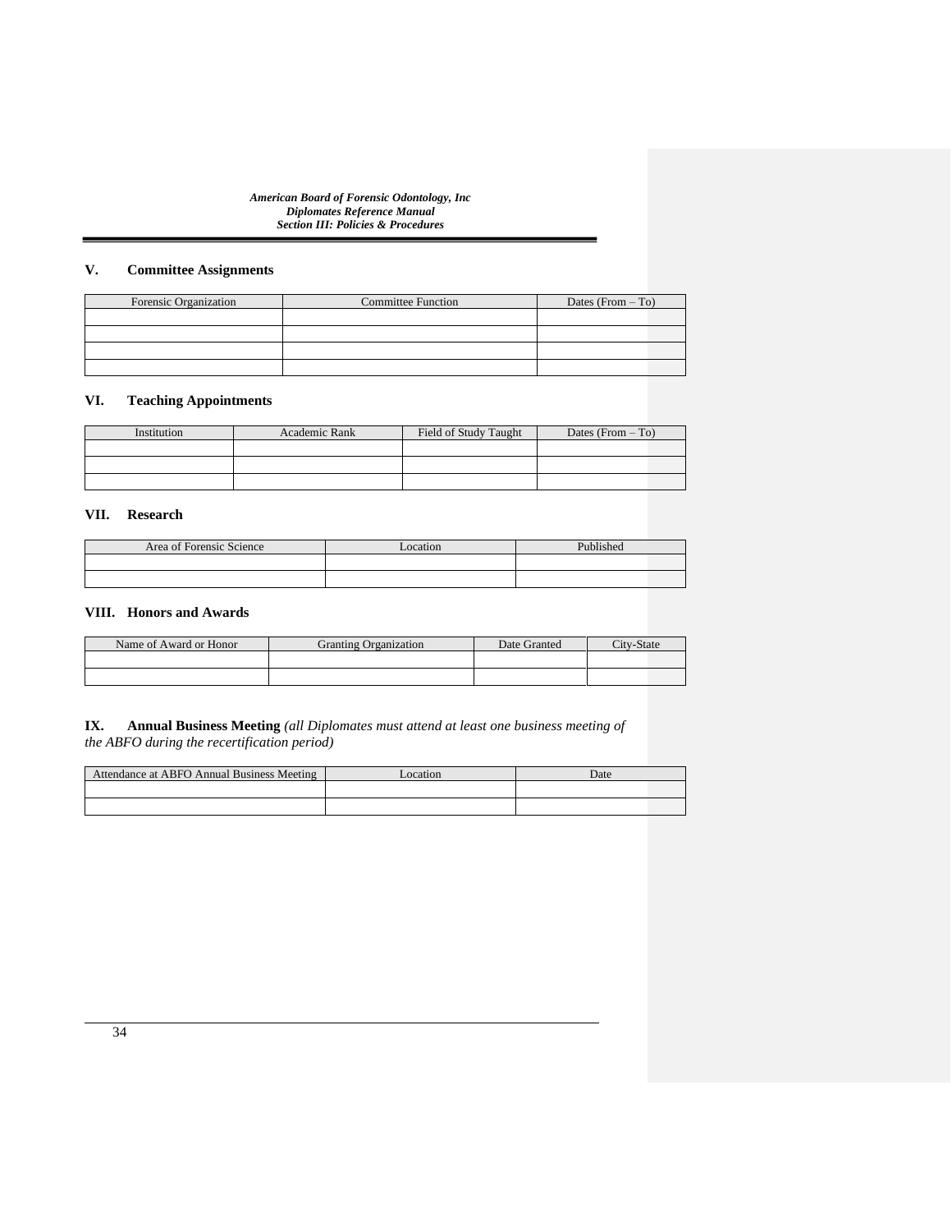## V. Committee Assignments

| Forensic Organization | Committee Function | Dates (From – To) |
|---|---|---|
| | | |
| | | |
| | | |
| | | |

## VI. Teaching Appointments

| Institution | Academic Rank | Field of Study Taught | Dates (From – To) |
|---|---|---|---|
| | | | |
| | | | |
| | | | |

## VII. Research

| Area of Forensic Science | Location | Published |
|---|---|---|
| | | |
| | | |

## VIII. Honors and Awards

| Name of Award or Honor | Granting Organization | Date Granted | City-State |
|---|---|---|---|
| | | | |
| | | | |

## IX. Annual Business Meeting *(all Diplomates must attend at least one business meeting of the ABFO during the recertification period)*

| Attendance at ABFO Annual Business Meeting | Location | Date |
|---|---|---|
| | | |
| | | |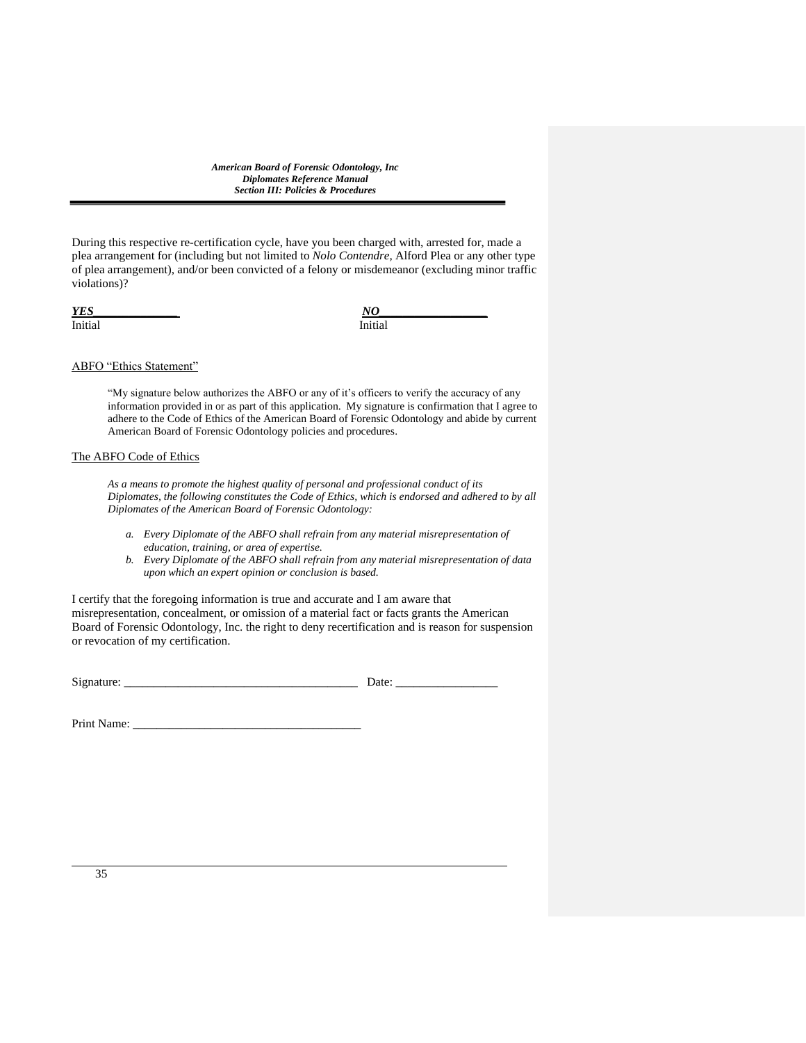During this respective re-certification cycle, have you been charged with, arrested for, made a plea arrangement for (including but not limited to *Nolo Contendre,* Alford Plea or any other type of plea arrangement), and/or been convicted of a felony or misdemeanor (excluding minor traffic violations)?

***YES*______________ Initial**

***NO*__________________ Initial**

<u>ABFO "Ethics Statement"</u>

> "My signature below authorizes the ABFO or any of it's officers to verify the accuracy of any information provided in or as part of this application. My signature is confirmation that I agree to adhere to the Code of Ethics of the American Board of Forensic Odontology and abide by current American Board of Forensic Odontology policies and procedures.

<u>The ABFO Code of Ethics</u>

*As a means to promote the highest quality of personal and professional conduct of its Diplomates, the following constitutes the Code of Ethics, which is endorsed and adhered to by all Diplomates of the American Board of Forensic Odontology:*

a. *Every Diplomate of the ABFO shall refrain from any material misrepresentation of education, training, or area of expertise.*
b. *Every Diplomate of the ABFO shall refrain from any material misrepresentation of data upon which an expert opinion or conclusion is based.*

I certify that the foregoing information is true and accurate and I am aware that misrepresentation, concealment, or omission of a material fact or facts grants the American Board of Forensic Odontology, Inc. the right to deny recertification and is reason for suspension or revocation of my certification.

Signature: ______________________________________ Date: ________________

Print Name: _____________________________________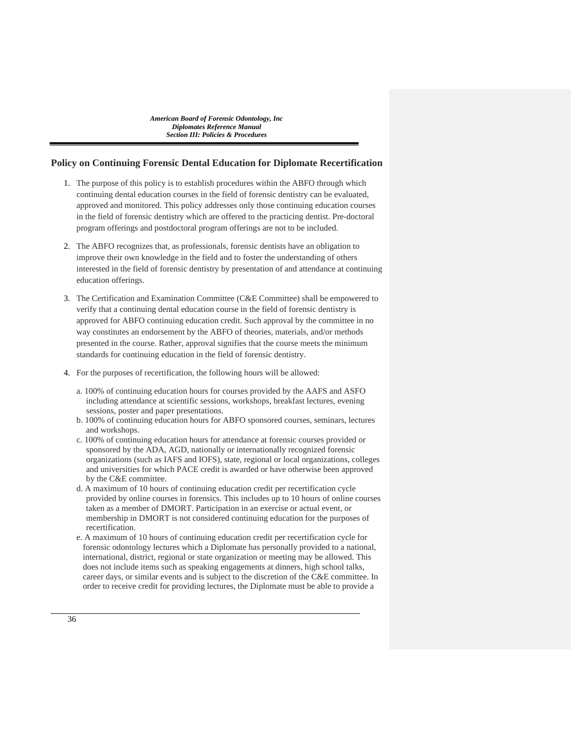## Policy on Continuing Forensic Dental Education for Diplomate Recertification

1. The purpose of this policy is to establish procedures within the ABFO through which continuing dental education courses in the field of forensic dentistry can be evaluated, approved and monitored. This policy addresses only those continuing education courses in the field of forensic dentistry which are offered to the practicing dentist. Pre-doctoral program offerings and postdoctoral program offerings are not to be included.

2. The ABFO recognizes that, as professionals, forensic dentists have an obligation to improve their own knowledge in the field and to foster the understanding of others interested in the field of forensic dentistry by presentation of and attendance at continuing education offerings.

3. The Certification and Examination Committee (C&E Committee) shall be empowered to verify that a continuing dental education course in the field of forensic dentistry is approved for ABFO continuing education credit. Such approval by the committee in no way constitutes an endorsement by the ABFO of theories, materials, and/or methods presented in the course. Rather, approval signifies that the course meets the minimum standards for continuing education in the field of forensic dentistry.

4. For the purposes of recertification, the following hours will be allowed:

   a. 100% of continuing education hours for courses provided by the AAFS and ASFO including attendance at scientific sessions, workshops, breakfast lectures, evening sessions, poster and paper presentations.
   b. 100% of continuing education hours for ABFO sponsored courses, seminars, lectures and workshops.
   c. 100% of continuing education hours for attendance at forensic courses provided or sponsored by the ADA, AGD, nationally or internationally recognized forensic organizations (such as IAFS and IOFS), state, regional or local organizations, colleges and universities for which PACE credit is awarded or have otherwise been approved by the C&E committee.
   d. A maximum of 10 hours of continuing education credit per recertification cycle provided by online courses in forensics. This includes up to 10 hours of online courses taken as a member of DMORT. Participation in an exercise or actual event, or membership in DMORT is not considered continuing education for the purposes of recertification.
   e. A maximum of 10 hours of continuing education credit per recertification cycle for forensic odontology lectures which a Diplomate has personally provided to a national, international, district, regional or state organization or meeting may be allowed. This does not include items such as speaking engagements at dinners, high school talks, career days, or similar events and is subject to the discretion of the C&E committee. In order to receive credit for providing lectures, the Diplomate must be able to provide a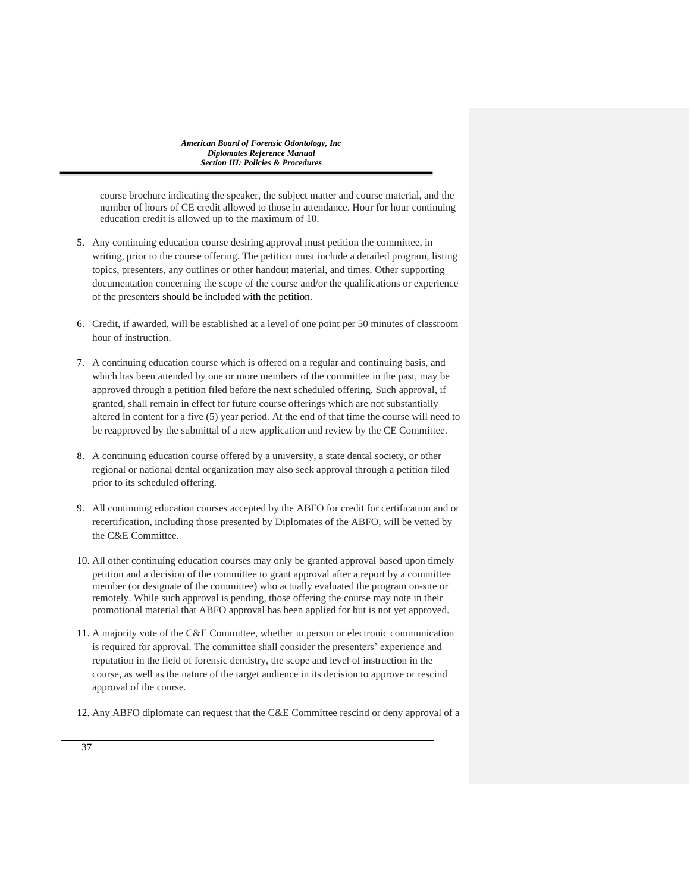course brochure indicating the speaker, the subject matter and course material, and the number of hours of CE credit allowed to those in attendance. Hour for hour continuing education credit is allowed up to the maximum of 10.

5. Any continuing education course desiring approval must petition the committee, in writing, prior to the course offering. The petition must include a detailed program, listing topics, presenters, any outlines or other handout material, and times. Other supporting documentation concerning the scope of the course and/or the qualifications or experience of the presenters should be included with the petition.

6. Credit, if awarded, will be established at a level of one point per 50 minutes of classroom hour of instruction.

7. A continuing education course which is offered on a regular and continuing basis, and which has been attended by one or more members of the committee in the past, may be approved through a petition filed before the next scheduled offering. Such approval, if granted, shall remain in effect for future course offerings which are not substantially altered in content for a five (5) year period. At the end of that time the course will need to be reapproved by the submittal of a new application and review by the CE Committee.

8. A continuing education course offered by a university, a state dental society, or other regional or national dental organization may also seek approval through a petition filed prior to its scheduled offering.

9. All continuing education courses accepted by the ABFO for credit for certification and or recertification, including those presented by Diplomates of the ABFO, will be vetted by the C&E Committee.

10. All other continuing education courses may only be granted approval based upon timely petition and a decision of the committee to grant approval after a report by a committee member (or designate of the committee) who actually evaluated the program on-site or remotely. While such approval is pending, those offering the course may note in their promotional material that ABFO approval has been applied for but is not yet approved.

11. A majority vote of the C&E Committee, whether in person or electronic communication is required for approval. The committee shall consider the presenters' experience and reputation in the field of forensic dentistry, the scope and level of instruction in the course, as well as the nature of the target audience in its decision to approve or rescind approval of the course.

12. Any ABFO diplomate can request that the C&E Committee rescind or deny approval of a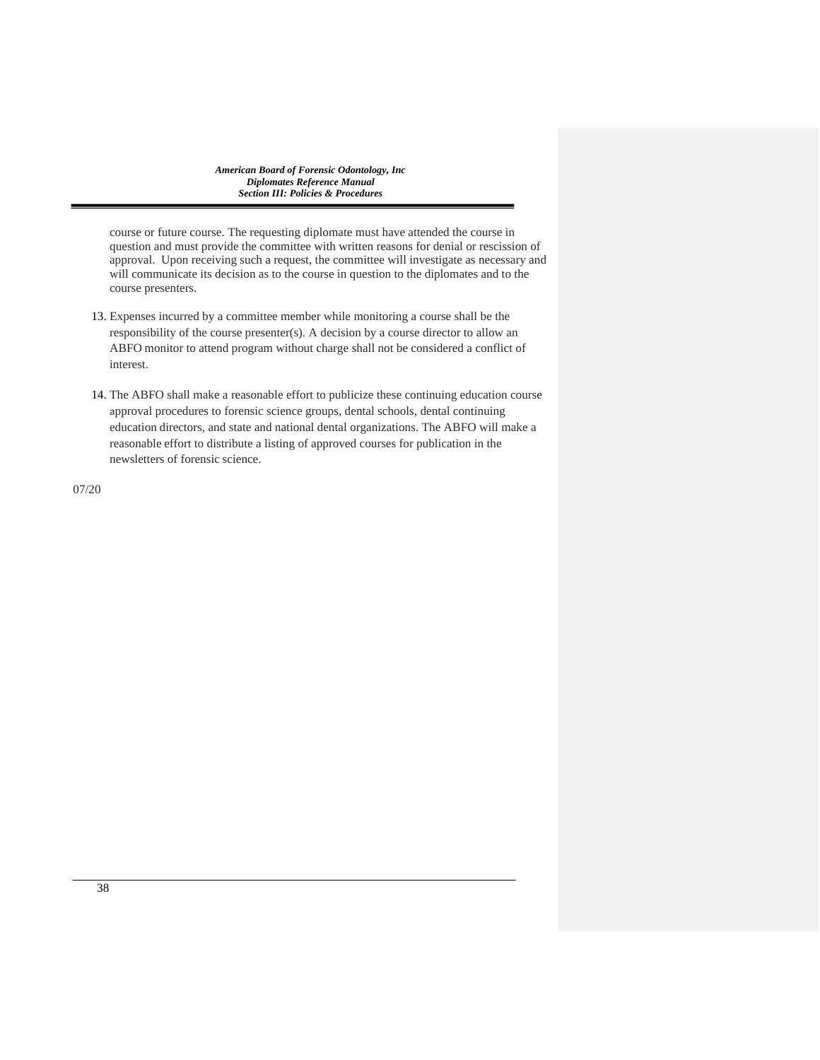course or future course. The requesting diplomate must have attended the course in question and must provide the committee with written reasons for denial or rescission of approval. Upon receiving such a request, the committee will investigate as necessary and will communicate its decision as to the course in question to the diplomates and to the course presenters.

13. Expenses incurred by a committee member while monitoring a course shall be the responsibility of the course presenter(s). A decision by a course director to allow an ABFO monitor to attend program without charge shall not be considered a conflict of interest.

14. The ABFO shall make a reasonable effort to publicize these continuing education course approval procedures to forensic science groups, dental schools, dental continuing education directors, and state and national dental organizations. The ABFO will make a reasonable effort to distribute a listing of approved courses for publication in the newsletters of forensic science.

07/20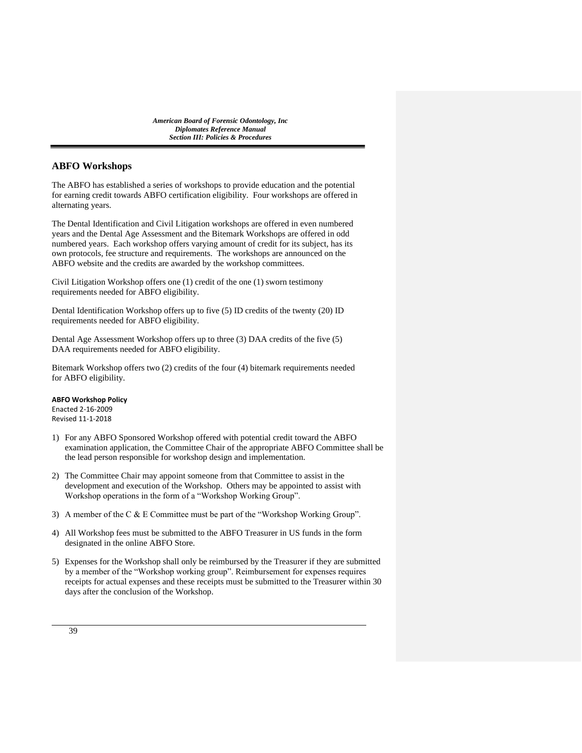## ABFO Workshops

The ABFO has established a series of workshops to provide education and the potential for earning credit towards ABFO certification eligibility. Four workshops are offered in alternating years.

The Dental Identification and Civil Litigation workshops are offered in even numbered years and the Dental Age Assessment and the Bitemark Workshops are offered in odd numbered years. Each workshop offers varying amount of credit for its subject, has its own protocols, fee structure and requirements. The workshops are announced on the ABFO website and the credits are awarded by the workshop committees.

Civil Litigation Workshop offers one (1) credit of the one (1) sworn testimony requirements needed for ABFO eligibility.

Dental Identification Workshop offers up to five (5) ID credits of the twenty (20) ID requirements needed for ABFO eligibility.

Dental Age Assessment Workshop offers up to three (3) DAA credits of the five (5) DAA requirements needed for ABFO eligibility.

Bitemark Workshop offers two (2) credits of the four (4) bitemark requirements needed for ABFO eligibility.

**ABFO Workshop Policy**
Enacted 2-16-2009
Revised 11-1-2018

1) For any ABFO Sponsored Workshop offered with potential credit toward the ABFO examination application, the Committee Chair of the appropriate ABFO Committee shall be the lead person responsible for workshop design and implementation.

2) The Committee Chair may appoint someone from that Committee to assist in the development and execution of the Workshop. Others may be appointed to assist with Workshop operations in the form of a "Workshop Working Group".

3) A member of the C & E Committee must be part of the "Workshop Working Group".

4) All Workshop fees must be submitted to the ABFO Treasurer in US funds in the form designated in the online ABFO Store.

5) Expenses for the Workshop shall only be reimbursed by the Treasurer if they are submitted by a member of the "Workshop working group". Reimbursement for expenses requires receipts for actual expenses and these receipts must be submitted to the Treasurer within 30 days after the conclusion of the Workshop.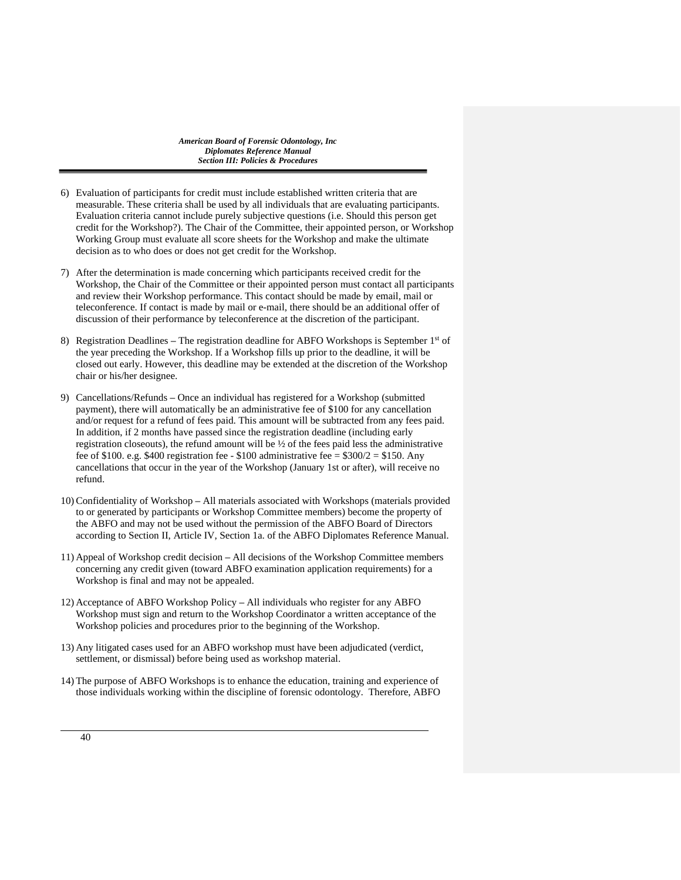6) Evaluation of participants for credit must include established written criteria that are measurable. These criteria shall be used by all individuals that are evaluating participants. Evaluation criteria cannot include purely subjective questions (i.e. Should this person get credit for the Workshop?). The Chair of the Committee, their appointed person, or Workshop Working Group must evaluate all score sheets for the Workshop and make the ultimate decision as to who does or does not get credit for the Workshop.

7) After the determination is made concerning which participants received credit for the Workshop, the Chair of the Committee or their appointed person must contact all participants and review their Workshop performance. This contact should be made by email, mail or teleconference. If contact is made by mail or e-mail, there should be an additional offer of discussion of their performance by teleconference at the discretion of the participant.

8) Registration Deadlines – The registration deadline for ABFO Workshops is September 1st of the year preceding the Workshop. If a Workshop fills up prior to the deadline, it will be closed out early. However, this deadline may be extended at the discretion of the Workshop chair or his/her designee.

9) Cancellations/Refunds – Once an individual has registered for a Workshop (submitted payment), there will automatically be an administrative fee of $100 for any cancellation and/or request for a refund of fees paid. This amount will be subtracted from any fees paid. In addition, if 2 months have passed since the registration deadline (including early registration closeouts), the refund amount will be ½ of the fees paid less the administrative fee of $100. e.g. $400 registration fee - $100 administrative fee = $300/2 = $150. Any cancellations that occur in the year of the Workshop (January 1st or after), will receive no refund.

10) Confidentiality of Workshop – All materials associated with Workshops (materials provided to or generated by participants or Workshop Committee members) become the property of the ABFO and may not be used without the permission of the ABFO Board of Directors according to Section II, Article IV, Section 1a. of the ABFO Diplomates Reference Manual.

11) Appeal of Workshop credit decision – All decisions of the Workshop Committee members concerning any credit given (toward ABFO examination application requirements) for a Workshop is final and may not be appealed.

12) Acceptance of ABFO Workshop Policy – All individuals who register for any ABFO Workshop must sign and return to the Workshop Coordinator a written acceptance of the Workshop policies and procedures prior to the beginning of the Workshop.

13) Any litigated cases used for an ABFO workshop must have been adjudicated (verdict, settlement, or dismissal) before being used as workshop material.

14) The purpose of ABFO Workshops is to enhance the education, training and experience of those individuals working within the discipline of forensic odontology. Therefore, ABFO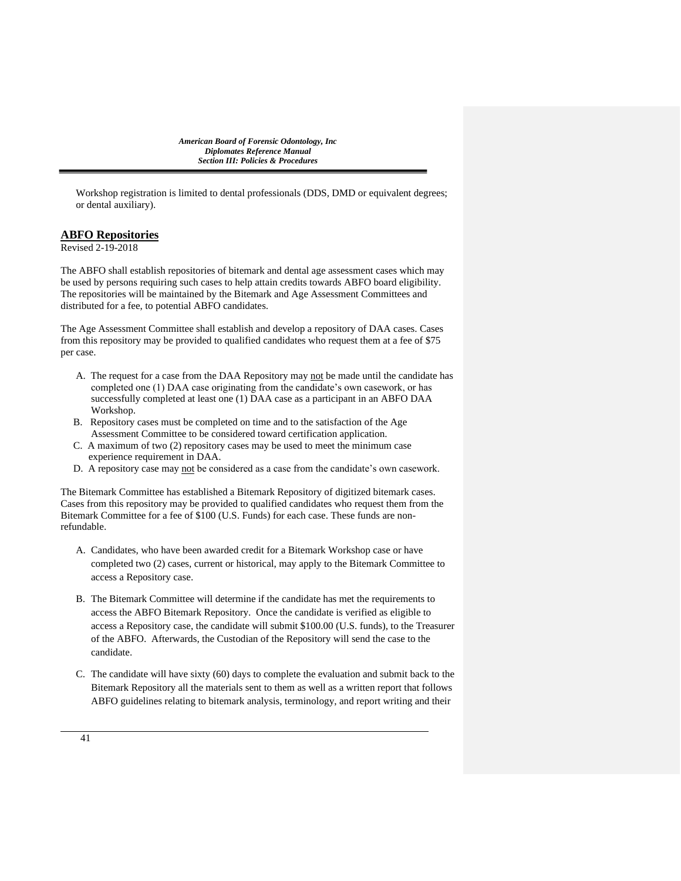Workshop registration is limited to dental professionals (DDS, DMD or equivalent degrees; or dental auxiliary).

## ABFO Repositories

Revised 2-19-2018

The ABFO shall establish repositories of bitemark and dental age assessment cases which may be used by persons requiring such cases to help attain credits towards ABFO board eligibility. The repositories will be maintained by the Bitemark and Age Assessment Committees and distributed for a fee, to potential ABFO candidates.

The Age Assessment Committee shall establish and develop a repository of DAA cases. Cases from this repository may be provided to qualified candidates who request them at a fee of $75 per case.

A. The request for a case from the DAA Repository may not be made until the candidate has completed one (1) DAA case originating from the candidate's own casework, or has successfully completed at least one (1) DAA case as a participant in an ABFO DAA Workshop.
B. Repository cases must be completed on time and to the satisfaction of the Age Assessment Committee to be considered toward certification application.
C. A maximum of two (2) repository cases may be used to meet the minimum case experience requirement in DAA.
D. A repository case may not be considered as a case from the candidate's own casework.

The Bitemark Committee has established a Bitemark Repository of digitized bitemark cases. Cases from this repository may be provided to qualified candidates who request them from the Bitemark Committee for a fee of $100 (U.S. Funds) for each case. These funds are non-refundable.

A. Candidates, who have been awarded credit for a Bitemark Workshop case or have completed two (2) cases, current or historical, may apply to the Bitemark Committee to access a Repository case.

B. The Bitemark Committee will determine if the candidate has met the requirements to access the ABFO Bitemark Repository. Once the candidate is verified as eligible to access a Repository case, the candidate will submit $100.00 (U.S. funds), to the Treasurer of the ABFO. Afterwards, the Custodian of the Repository will send the case to the candidate.

C. The candidate will have sixty (60) days to complete the evaluation and submit back to the Bitemark Repository all the materials sent to them as well as a written report that follows ABFO guidelines relating to bitemark analysis, terminology, and report writing and their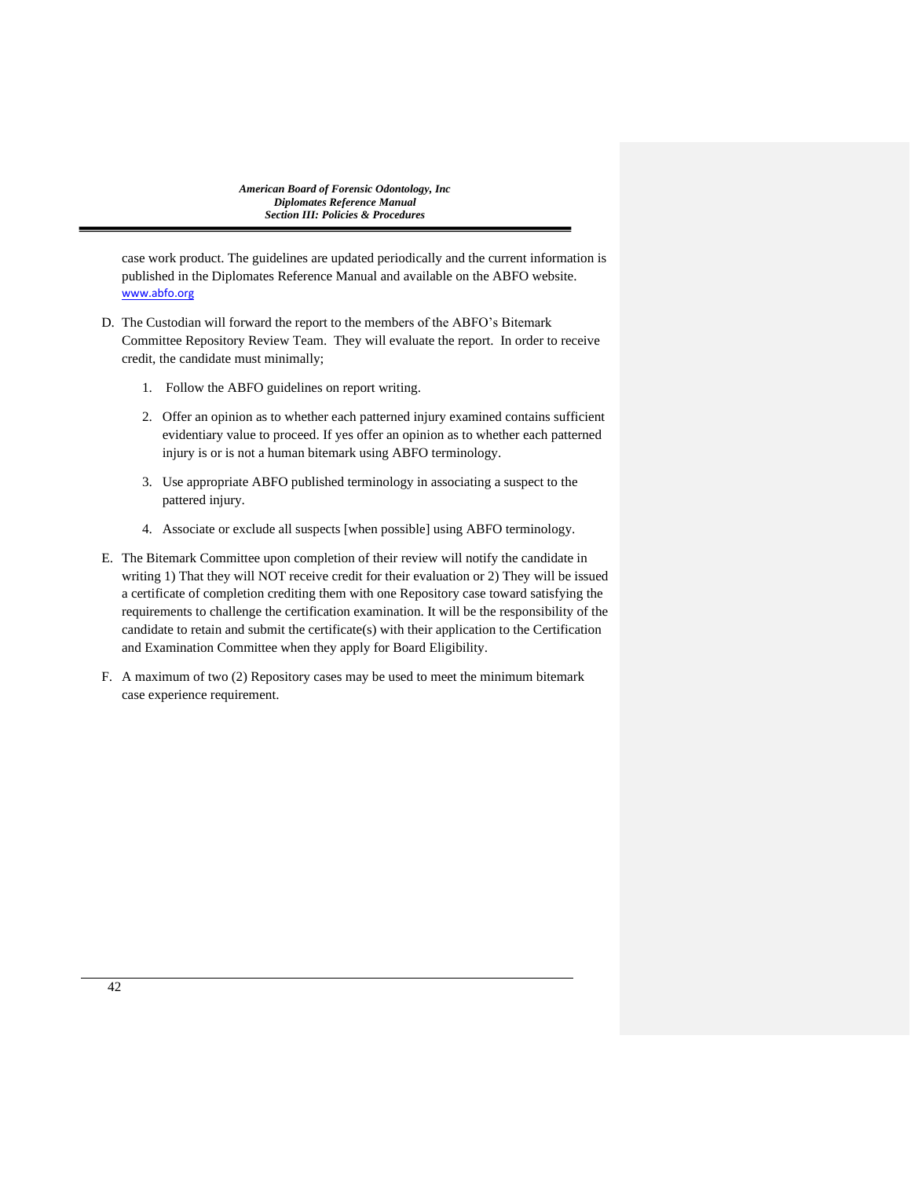case work product. The guidelines are updated periodically and the current information is published in the Diplomates Reference Manual and available on the ABFO website. www.abfo.org

D. The Custodian will forward the report to the members of the ABFO's Bitemark Committee Repository Review Team. They will evaluate the report. In order to receive credit, the candidate must minimally;

   1. Follow the ABFO guidelines on report writing.

   2. Offer an opinion as to whether each patterned injury examined contains sufficient evidentiary value to proceed. If yes offer an opinion as to whether each patterned injury is or is not a human bitemark using ABFO terminology.

   3. Use appropriate ABFO published terminology in associating a suspect to the pattered injury.

   4. Associate or exclude all suspects [when possible] using ABFO terminology.

E. The Bitemark Committee upon completion of their review will notify the candidate in writing 1) That they will NOT receive credit for their evaluation or 2) They will be issued a certificate of completion crediting them with one Repository case toward satisfying the requirements to challenge the certification examination. It will be the responsibility of the candidate to retain and submit the certificate(s) with their application to the Certification and Examination Committee when they apply for Board Eligibility.

F. A maximum of two (2) Repository cases may be used to meet the minimum bitemark case experience requirement.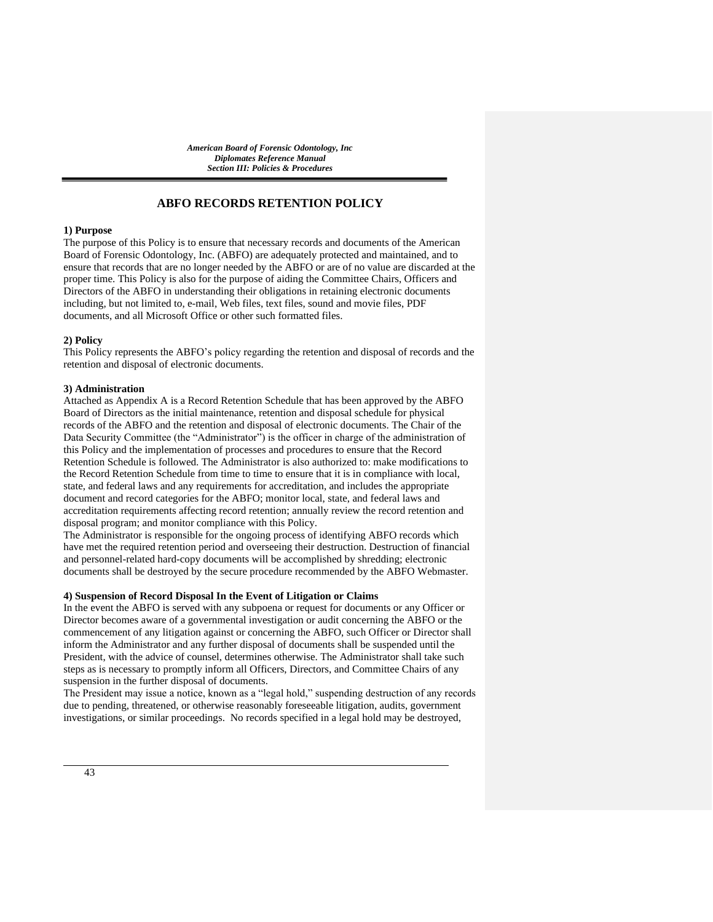# ABFO RECORDS RETENTION POLICY

**1) Purpose**

The purpose of this Policy is to ensure that necessary records and documents of the American Board of Forensic Odontology, Inc. (ABFO) are adequately protected and maintained, and to ensure that records that are no longer needed by the ABFO or are of no value are discarded at the proper time. This Policy is also for the purpose of aiding the Committee Chairs, Officers and Directors of the ABFO in understanding their obligations in retaining electronic documents including, but not limited to, e-mail, Web files, text files, sound and movie files, PDF documents, and all Microsoft Office or other such formatted files.

**2) Policy**

This Policy represents the ABFO's policy regarding the retention and disposal of records and the retention and disposal of electronic documents.

**3) Administration**

Attached as Appendix A is a Record Retention Schedule that has been approved by the ABFO Board of Directors as the initial maintenance, retention and disposal schedule for physical records of the ABFO and the retention and disposal of electronic documents. The Chair of the Data Security Committee (the "Administrator") is the officer in charge of the administration of this Policy and the implementation of processes and procedures to ensure that the Record Retention Schedule is followed. The Administrator is also authorized to: make modifications to the Record Retention Schedule from time to time to ensure that it is in compliance with local, state, and federal laws and any requirements for accreditation, and includes the appropriate document and record categories for the ABFO; monitor local, state, and federal laws and accreditation requirements affecting record retention; annually review the record retention and disposal program; and monitor compliance with this Policy.

The Administrator is responsible for the ongoing process of identifying ABFO records which have met the required retention period and overseeing their destruction. Destruction of financial and personnel-related hard-copy documents will be accomplished by shredding; electronic documents shall be destroyed by the secure procedure recommended by the ABFO Webmaster.

**4) Suspension of Record Disposal In the Event of Litigation or Claims**

In the event the ABFO is served with any subpoena or request for documents or any Officer or Director becomes aware of a governmental investigation or audit concerning the ABFO or the commencement of any litigation against or concerning the ABFO, such Officer or Director shall inform the Administrator and any further disposal of documents shall be suspended until the President, with the advice of counsel, determines otherwise. The Administrator shall take such steps as is necessary to promptly inform all Officers, Directors, and Committee Chairs of any suspension in the further disposal of documents.

The President may issue a notice, known as a "legal hold," suspending destruction of any records due to pending, threatened, or otherwise reasonably foreseeable litigation, audits, government investigations, or similar proceedings. No records specified in a legal hold may be destroyed,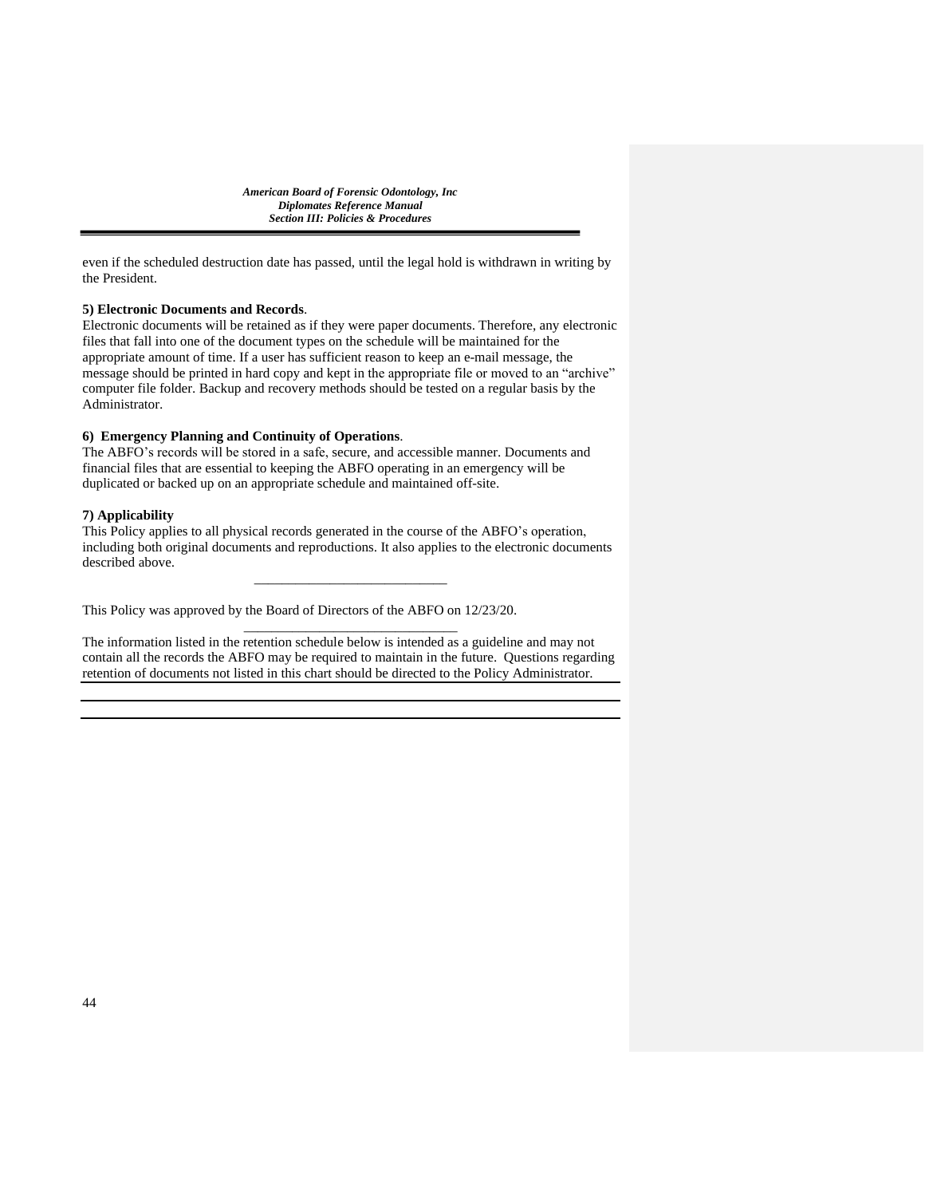even if the scheduled destruction date has passed, until the legal hold is withdrawn in writing by the President.

**5) Electronic Documents and Records**.

Electronic documents will be retained as if they were paper documents. Therefore, any electronic files that fall into one of the document types on the schedule will be maintained for the appropriate amount of time. If a user has sufficient reason to keep an e-mail message, the message should be printed in hard copy and kept in the appropriate file or moved to an "archive" computer file folder. Backup and recovery methods should be tested on a regular basis by the Administrator.

**6) Emergency Planning and Continuity of Operations**.

The ABFO's records will be stored in a safe, secure, and accessible manner. Documents and financial files that are essential to keeping the ABFO operating in an emergency will be duplicated or backed up on an appropriate schedule and maintained off-site.

**7) Applicability**

This Policy applies to all physical records generated in the course of the ABFO's operation, including both original documents and reproductions. It also applies to the electronic documents described above.

---

This Policy was approved by the Board of Directors of the ABFO on 12/23/20.

---

The information listed in the retention schedule below is intended as a guideline and may not contain all the records the ABFO may be required to maintain in the future. Questions regarding retention of documents not listed in this chart should be directed to the Policy Administrator.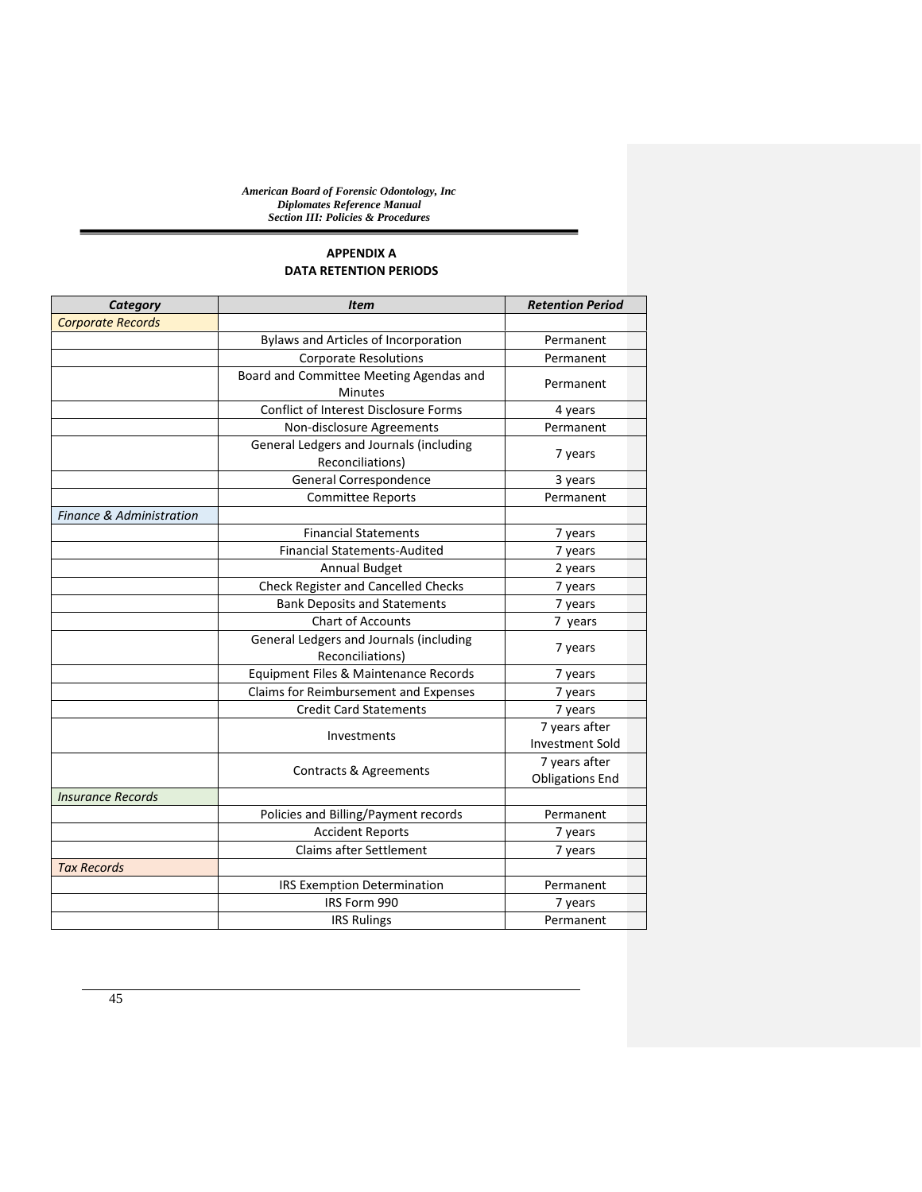## APPENDIX A
## DATA RETENTION PERIODS

| *Category* | *Item* | *Retention Period* |
|---|---|---|
| *Corporate Records* | | |
| | Bylaws and Articles of Incorporation | Permanent |
| | Corporate Resolutions | Permanent |
| | Board and Committee Meeting Agendas and Minutes | Permanent |
| | Conflict of Interest Disclosure Forms | 4 years |
| | Non-disclosure Agreements | Permanent |
| | General Ledgers and Journals (including Reconciliations) | 7 years |
| | General Correspondence | 3 years |
| | Committee Reports | Permanent |
| *Finance & Administration* | | |
| | Financial Statements | 7 years |
| | Financial Statements-Audited | 7 years |
| | Annual Budget | 2 years |
| | Check Register and Cancelled Checks | 7 years |
| | Bank Deposits and Statements | 7 years |
| | Chart of Accounts | 7 years |
| | General Ledgers and Journals (including Reconciliations) | 7 years |
| | Equipment Files & Maintenance Records | 7 years |
| | Claims for Reimbursement and Expenses | 7 years |
| | Credit Card Statements | 7 years |
| | Investments | 7 years after Investment Sold |
| | Contracts & Agreements | 7 years after Obligations End |
| *Insurance Records* | | |
| | Policies and Billing/Payment records | Permanent |
| | Accident Reports | 7 years |
| | Claims after Settlement | 7 years |
| *Tax Records* | | |
| | IRS Exemption Determination | Permanent |
| | IRS Form 990 | 7 years |
| | IRS Rulings | Permanent |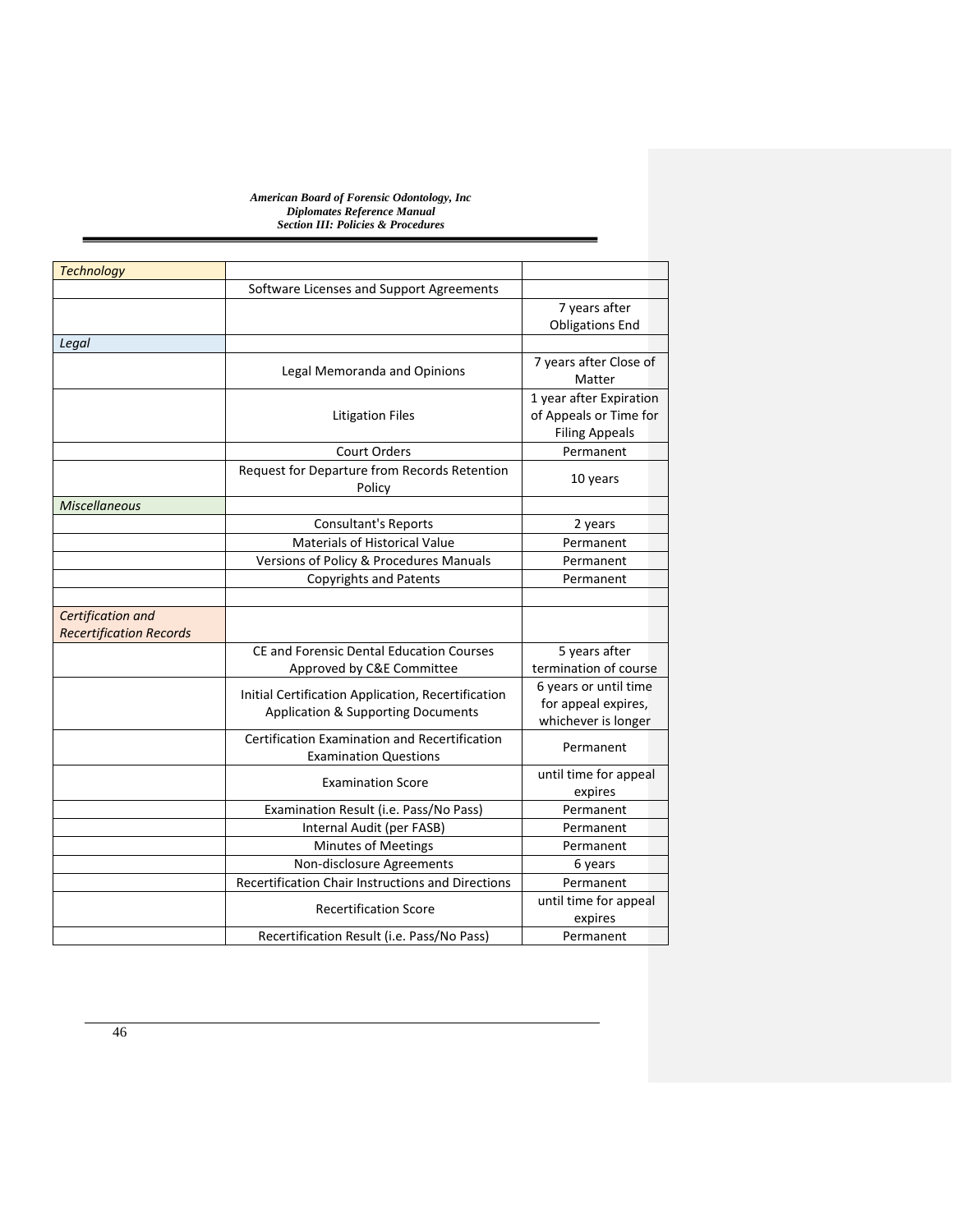| *Technology* | | |
|---|---|---|
| | Software Licenses and Support Agreements | |
| | | 7 years after Obligations End |
| *Legal* | | |
| | Legal Memoranda and Opinions | 7 years after Close of Matter |
| | Litigation Files | 1 year after Expiration of Appeals or Time for Filing Appeals |
| | Court Orders | Permanent |
| | Request for Departure from Records Retention Policy | 10 years |
| *Miscellaneous* | | |
| | Consultant's Reports | 2 years |
| | Materials of Historical Value | Permanent |
| | Versions of Policy & Procedures Manuals | Permanent |
| | Copyrights and Patents | Permanent |
| | | |
| *Certification and Recertification Records* | | |
| | CE and Forensic Dental Education Courses Approved by C&E Committee | 5 years after termination of course |
| | Initial Certification Application, Recertification Application & Supporting Documents | 6 years or until time for appeal expires, whichever is longer |
| | Certification Examination and Recertification Examination Questions | Permanent |
| | Examination Score | until time for appeal expires |
| | Examination Result (i.e. Pass/No Pass) | Permanent |
| | Internal Audit (per FASB) | Permanent |
| | Minutes of Meetings | Permanent |
| | Non-disclosure Agreements | 6 years |
| | Recertification Chair Instructions and Directions | Permanent |
| | Recertification Score | until time for appeal expires |
| | Recertification Result (i.e. Pass/No Pass) | Permanent |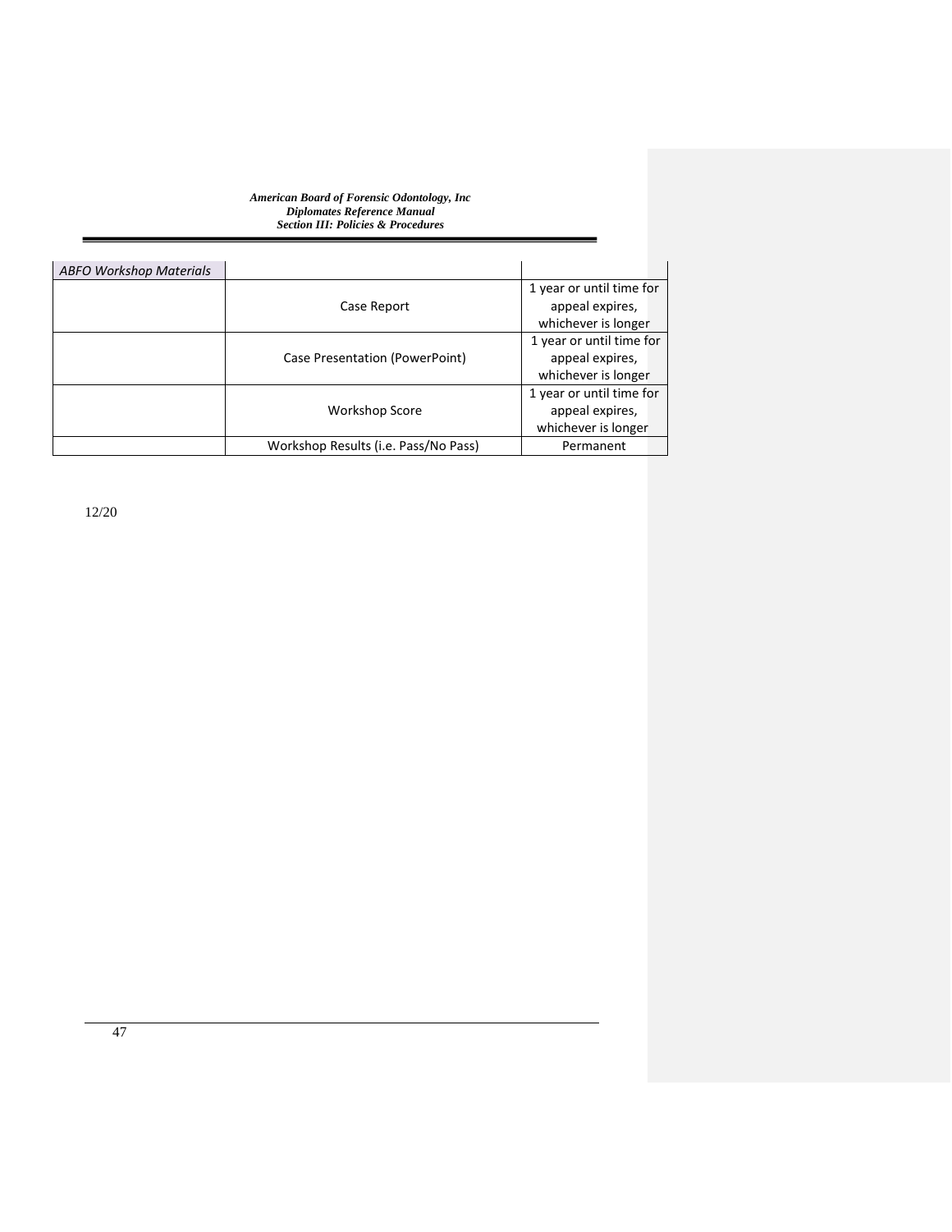| | | |
|---|---|---|
| *ABFO Workshop Materials* | | |
| | Case Report | 1 year or until time for appeal expires, whichever is longer |
| | Case Presentation (PowerPoint) | 1 year or until time for appeal expires, whichever is longer |
| | Workshop Score | 1 year or until time for appeal expires, whichever is longer |
| | Workshop Results (i.e. Pass/No Pass) | Permanent |

12/20